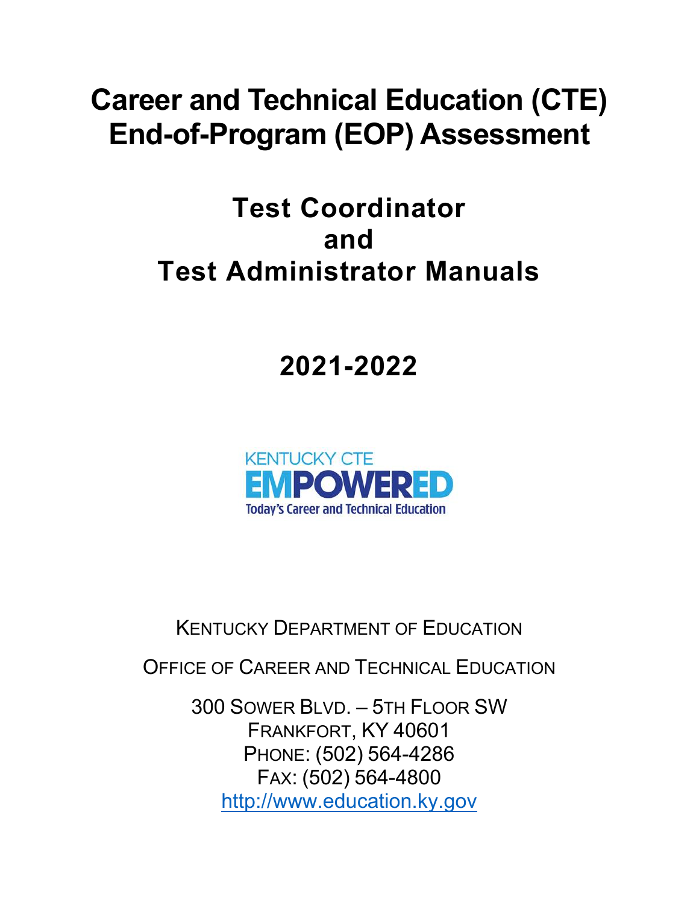# Career and Technical Education (CTE) End-of-Program (EOP) Assessment

## Test Coordinator and Test Administrator Manuals

## 2021-2022

KENTUCKY CTE
EMPOWERED
Today's Career and Technical Education

KENTUCKY DEPARTMENT OF EDUCATION

OFFICE OF CAREER AND TECHNICAL EDUCATION

300 SOWER BLVD. – 5TH FLOOR SW
FRANKFORT, KY 40601
PHONE: (502) 564-4286
FAX: (502) 564-4800
http://www.education.ky.gov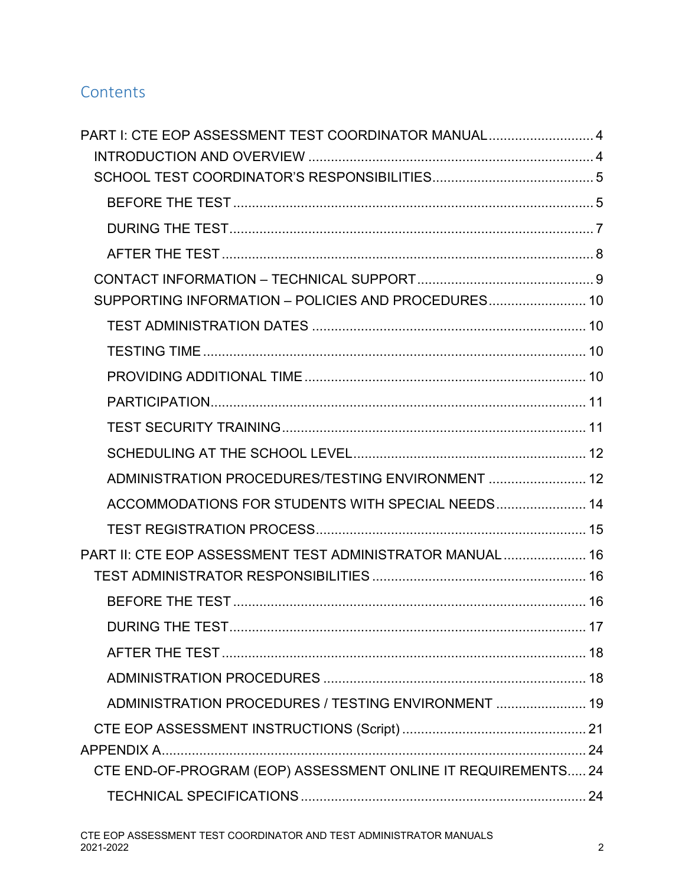# Contents

- PART I: CTE EOP ASSESSMENT TEST COORDINATOR MANUAL ... 4
  - INTRODUCTION AND OVERVIEW ... 4
  - SCHOOL TEST COORDINATOR'S RESPONSIBILITIES ... 5
    - BEFORE THE TEST ... 5
    - DURING THE TEST ... 7
    - AFTER THE TEST ... 8
  - CONTACT INFORMATION – TECHNICAL SUPPORT ... 9
  - SUPPORTING INFORMATION – POLICIES AND PROCEDURES ... 10
    - TEST ADMINISTRATION DATES ... 10
    - TESTING TIME ... 10
    - PROVIDING ADDITIONAL TIME ... 10
    - PARTICIPATION ... 11
    - TEST SECURITY TRAINING ... 11
    - SCHEDULING AT THE SCHOOL LEVEL ... 12
    - ADMINISTRATION PROCEDURES/TESTING ENVIRONMENT ... 12
    - ACCOMMODATIONS FOR STUDENTS WITH SPECIAL NEEDS ... 14
    - TEST REGISTRATION PROCESS ... 15
- PART II: CTE EOP ASSESSMENT TEST ADMINISTRATOR MANUAL ... 16
  - TEST ADMINISTRATOR RESPONSIBILITIES ... 16
    - BEFORE THE TEST ... 16
    - DURING THE TEST ... 17
    - AFTER THE TEST ... 18
    - ADMINISTRATION PROCEDURES ... 18
    - ADMINISTRATION PROCEDURES / TESTING ENVIRONMENT ... 19
  - CTE EOP ASSESSMENT INSTRUCTIONS (Script) ... 21
- APPENDIX A ... 24
  - CTE END-OF-PROGRAM (EOP) ASSESSMENT ONLINE IT REQUIREMENTS ... 24
    - TECHNICAL SPECIFICATIONS ... 24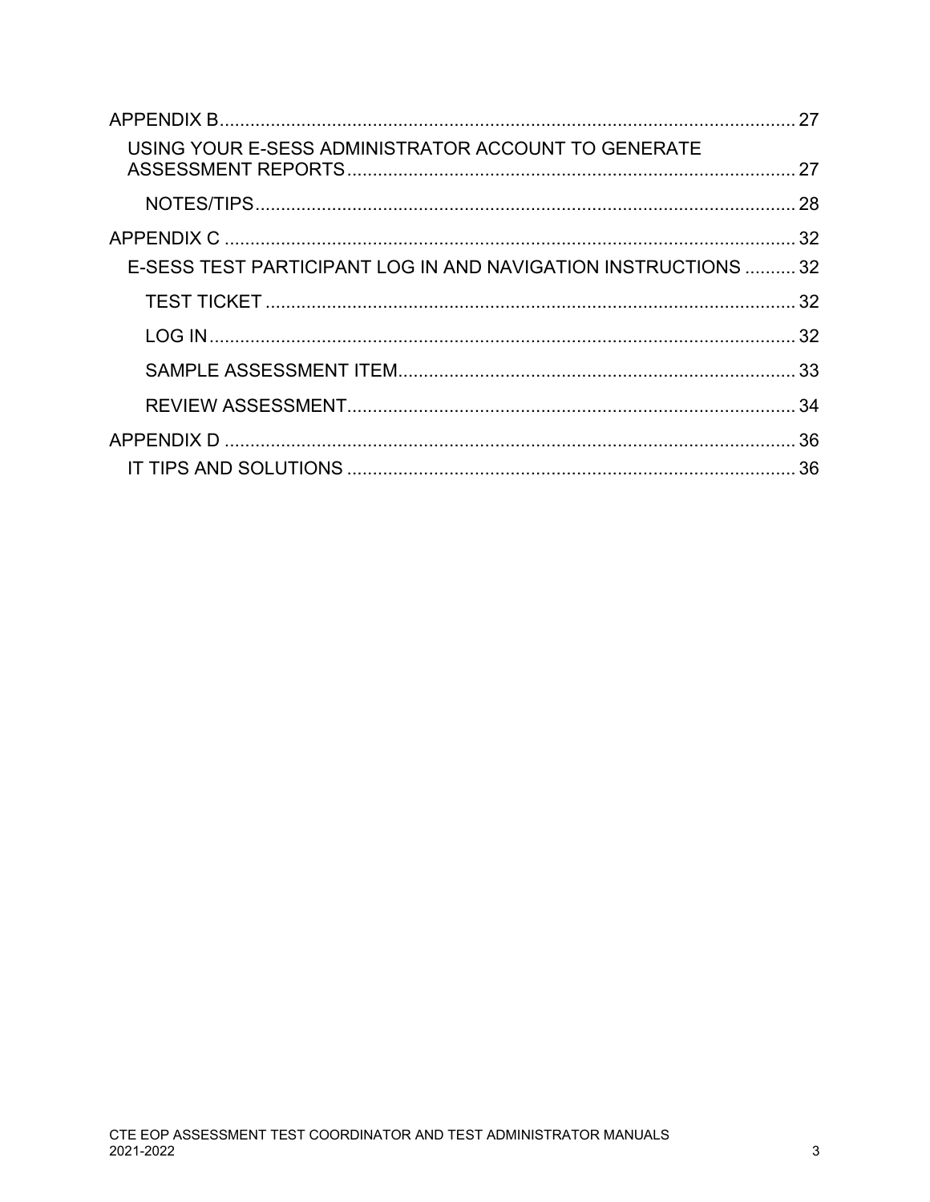- APPENDIX B ........ 27
  - USING YOUR E-SESS ADMINISTRATOR ACCOUNT TO GENERATE ASSESSMENT REPORTS ........ 27
    - NOTES/TIPS ........ 28
- APPENDIX C ........ 32
  - E-SESS TEST PARTICIPANT LOG IN AND NAVIGATION INSTRUCTIONS ........ 32
    - TEST TICKET ........ 32
    - LOG IN ........ 32
    - SAMPLE ASSESSMENT ITEM ........ 33
    - REVIEW ASSESSMENT ........ 34
- APPENDIX D ........ 36
  - IT TIPS AND SOLUTIONS ........ 36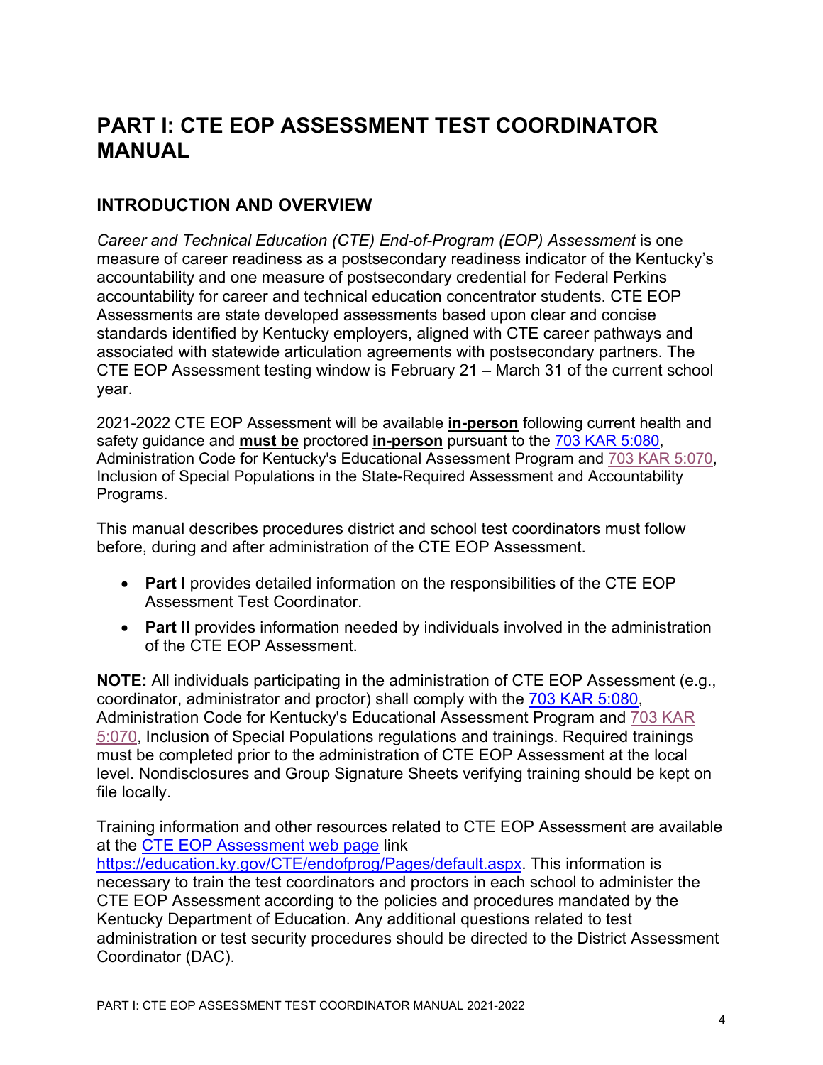# PART I: CTE EOP ASSESSMENT TEST COORDINATOR MANUAL

## INTRODUCTION AND OVERVIEW

*Career and Technical Education (CTE) End-of-Program (EOP) Assessment* is one measure of career readiness as a postsecondary readiness indicator of the Kentucky's accountability and one measure of postsecondary credential for Federal Perkins accountability for career and technical education concentrator students. CTE EOP Assessments are state developed assessments based upon clear and concise standards identified by Kentucky employers, aligned with CTE career pathways and associated with statewide articulation agreements with postsecondary partners. The CTE EOP Assessment testing window is February 21 – March 31 of the current school year.

2021-2022 CTE EOP Assessment will be available **in-person** following current health and safety guidance and **must be** proctored **in-person** pursuant to the 703 KAR 5:080, Administration Code for Kentucky's Educational Assessment Program and 703 KAR 5:070, Inclusion of Special Populations in the State-Required Assessment and Accountability Programs.

This manual describes procedures district and school test coordinators must follow before, during and after administration of the CTE EOP Assessment.

- **Part I** provides detailed information on the responsibilities of the CTE EOP Assessment Test Coordinator.
- **Part II** provides information needed by individuals involved in the administration of the CTE EOP Assessment.

**NOTE:** All individuals participating in the administration of CTE EOP Assessment (e.g., coordinator, administrator and proctor) shall comply with the 703 KAR 5:080, Administration Code for Kentucky's Educational Assessment Program and 703 KAR 5:070, Inclusion of Special Populations regulations and trainings. Required trainings must be completed prior to the administration of CTE EOP Assessment at the local level. Nondisclosures and Group Signature Sheets verifying training should be kept on file locally.

Training information and other resources related to CTE EOP Assessment are available at the CTE EOP Assessment web page link https://education.ky.gov/CTE/endofprog/Pages/default.aspx. This information is necessary to train the test coordinators and proctors in each school to administer the CTE EOP Assessment according to the policies and procedures mandated by the Kentucky Department of Education. Any additional questions related to test administration or test security procedures should be directed to the District Assessment Coordinator (DAC).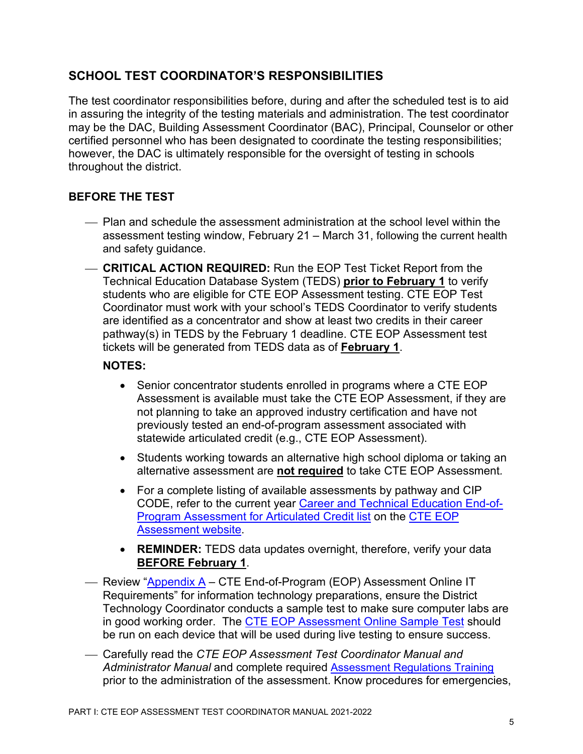## SCHOOL TEST COORDINATOR'S RESPONSIBILITIES

The test coordinator responsibilities before, during and after the scheduled test is to aid in assuring the integrity of the testing materials and administration. The test coordinator may be the DAC, Building Assessment Coordinator (BAC), Principal, Counselor or other certified personnel who has been designated to coordinate the testing responsibilities; however, the DAC is ultimately responsible for the oversight of testing in schools throughout the district.

### BEFORE THE TEST

- Plan and schedule the assessment administration at the school level within the assessment testing window, February 21 – March 31, following the current health and safety guidance.
- **CRITICAL ACTION REQUIRED:** Run the EOP Test Ticket Report from the Technical Education Database System (TEDS) **prior to February 1** to verify students who are eligible for CTE EOP Assessment testing. CTE EOP Test Coordinator must work with your school's TEDS Coordinator to verify students are identified as a concentrator and show at least two credits in their career pathway(s) in TEDS by the February 1 deadline. CTE EOP Assessment test tickets will be generated from TEDS data as of **February 1**.

  **NOTES:**

  - Senior concentrator students enrolled in programs where a CTE EOP Assessment is available must take the CTE EOP Assessment, if they are not planning to take an approved industry certification and have not previously tested an end-of-program assessment associated with statewide articulated credit (e.g., CTE EOP Assessment).
  - Students working towards an alternative high school diploma or taking an alternative assessment are **not required** to take CTE EOP Assessment.
  - For a complete listing of available assessments by pathway and CIP CODE, refer to the current year Career and Technical Education End-of-Program Assessment for Articulated Credit list on the CTE EOP Assessment website.
  - **REMINDER:** TEDS data updates overnight, therefore, verify your data **BEFORE February 1**.

- Review "Appendix A – CTE End-of-Program (EOP) Assessment Online IT Requirements" for information technology preparations, ensure the District Technology Coordinator conducts a sample test to make sure computer labs are in good working order. The CTE EOP Assessment Online Sample Test should be run on each device that will be used during live testing to ensure success.
- Carefully read the *CTE EOP Assessment Test Coordinator Manual and Administrator Manual* and complete required Assessment Regulations Training prior to the administration of the assessment. Know procedures for emergencies,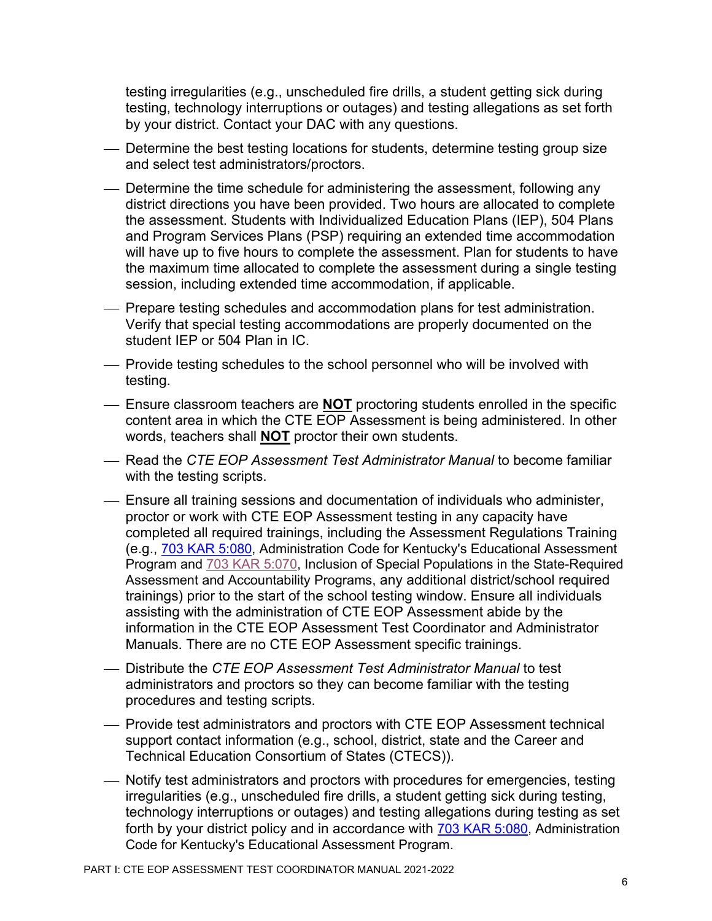testing irregularities (e.g., unscheduled fire drills, a student getting sick during testing, technology interruptions or outages) and testing allegations as set forth by your district. Contact your DAC with any questions.

- Determine the best testing locations for students, determine testing group size and select test administrators/proctors.
- Determine the time schedule for administering the assessment, following any district directions you have been provided. Two hours are allocated to complete the assessment. Students with Individualized Education Plans (IEP), 504 Plans and Program Services Plans (PSP) requiring an extended time accommodation will have up to five hours to complete the assessment. Plan for students to have the maximum time allocated to complete the assessment during a single testing session, including extended time accommodation, if applicable.
- Prepare testing schedules and accommodation plans for test administration. Verify that special testing accommodations are properly documented on the student IEP or 504 Plan in IC.
- Provide testing schedules to the school personnel who will be involved with testing.
- Ensure classroom teachers are **NOT** proctoring students enrolled in the specific content area in which the CTE EOP Assessment is being administered. In other words, teachers shall **NOT** proctor their own students.
- Read the *CTE EOP Assessment Test Administrator Manual* to become familiar with the testing scripts.
- Ensure all training sessions and documentation of individuals who administer, proctor or work with CTE EOP Assessment testing in any capacity have completed all required trainings, including the Assessment Regulations Training (e.g., 703 KAR 5:080, Administration Code for Kentucky's Educational Assessment Program and 703 KAR 5:070, Inclusion of Special Populations in the State-Required Assessment and Accountability Programs, any additional district/school required trainings) prior to the start of the school testing window. Ensure all individuals assisting with the administration of CTE EOP Assessment abide by the information in the CTE EOP Assessment Test Coordinator and Administrator Manuals. There are no CTE EOP Assessment specific trainings.
- Distribute the *CTE EOP Assessment Test Administrator Manual* to test administrators and proctors so they can become familiar with the testing procedures and testing scripts.
- Provide test administrators and proctors with CTE EOP Assessment technical support contact information (e.g., school, district, state and the Career and Technical Education Consortium of States (CTECS)).
- Notify test administrators and proctors with procedures for emergencies, testing irregularities (e.g., unscheduled fire drills, a student getting sick during testing, technology interruptions or outages) and testing allegations during testing as set forth by your district policy and in accordance with 703 KAR 5:080, Administration Code for Kentucky's Educational Assessment Program.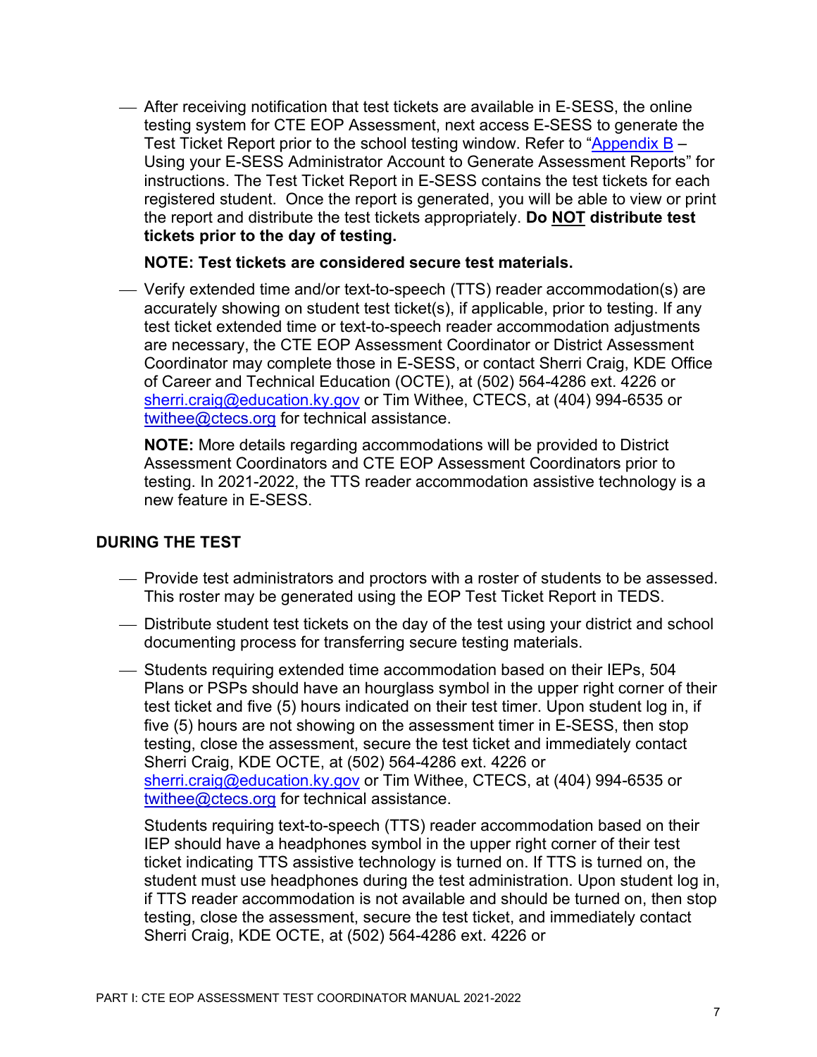- After receiving notification that test tickets are available in E-SESS, the online testing system for CTE EOP Assessment, next access E-SESS to generate the Test Ticket Report prior to the school testing window. Refer to "Appendix B – Using your E-SESS Administrator Account to Generate Assessment Reports" for instructions. The Test Ticket Report in E-SESS contains the test tickets for each registered student. Once the report is generated, you will be able to view or print the report and distribute the test tickets appropriately. **Do NOT distribute test tickets prior to the day of testing.**

  **NOTE: Test tickets are considered secure test materials.**

- Verify extended time and/or text-to-speech (TTS) reader accommodation(s) are accurately showing on student test ticket(s), if applicable, prior to testing. If any test ticket extended time or text-to-speech reader accommodation adjustments are necessary, the CTE EOP Assessment Coordinator or District Assessment Coordinator may complete those in E-SESS, or contact Sherri Craig, KDE Office of Career and Technical Education (OCTE), at (502) 564-4286 ext. 4226 or sherri.craig@education.ky.gov or Tim Withee, CTECS, at (404) 994-6535 or twithee@ctecs.org for technical assistance.

  **NOTE:** More details regarding accommodations will be provided to District Assessment Coordinators and CTE EOP Assessment Coordinators prior to testing. In 2021-2022, the TTS reader accommodation assistive technology is a new feature in E-SESS.

## DURING THE TEST

- Provide test administrators and proctors with a roster of students to be assessed. This roster may be generated using the EOP Test Ticket Report in TEDS.
- Distribute student test tickets on the day of the test using your district and school documenting process for transferring secure testing materials.
- Students requiring extended time accommodation based on their IEPs, 504 Plans or PSPs should have an hourglass symbol in the upper right corner of their test ticket and five (5) hours indicated on their test timer. Upon student log in, if five (5) hours are not showing on the assessment timer in E-SESS, then stop testing, close the assessment, secure the test ticket and immediately contact Sherri Craig, KDE OCTE, at (502) 564-4286 ext. 4226 or sherri.craig@education.ky.gov or Tim Withee, CTECS, at (404) 994-6535 or twithee@ctecs.org for technical assistance.

  Students requiring text-to-speech (TTS) reader accommodation based on their IEP should have a headphones symbol in the upper right corner of their test ticket indicating TTS assistive technology is turned on. If TTS is turned on, the student must use headphones during the test administration. Upon student log in, if TTS reader accommodation is not available and should be turned on, then stop testing, close the assessment, secure the test ticket, and immediately contact Sherri Craig, KDE OCTE, at (502) 564-4286 ext. 4226 or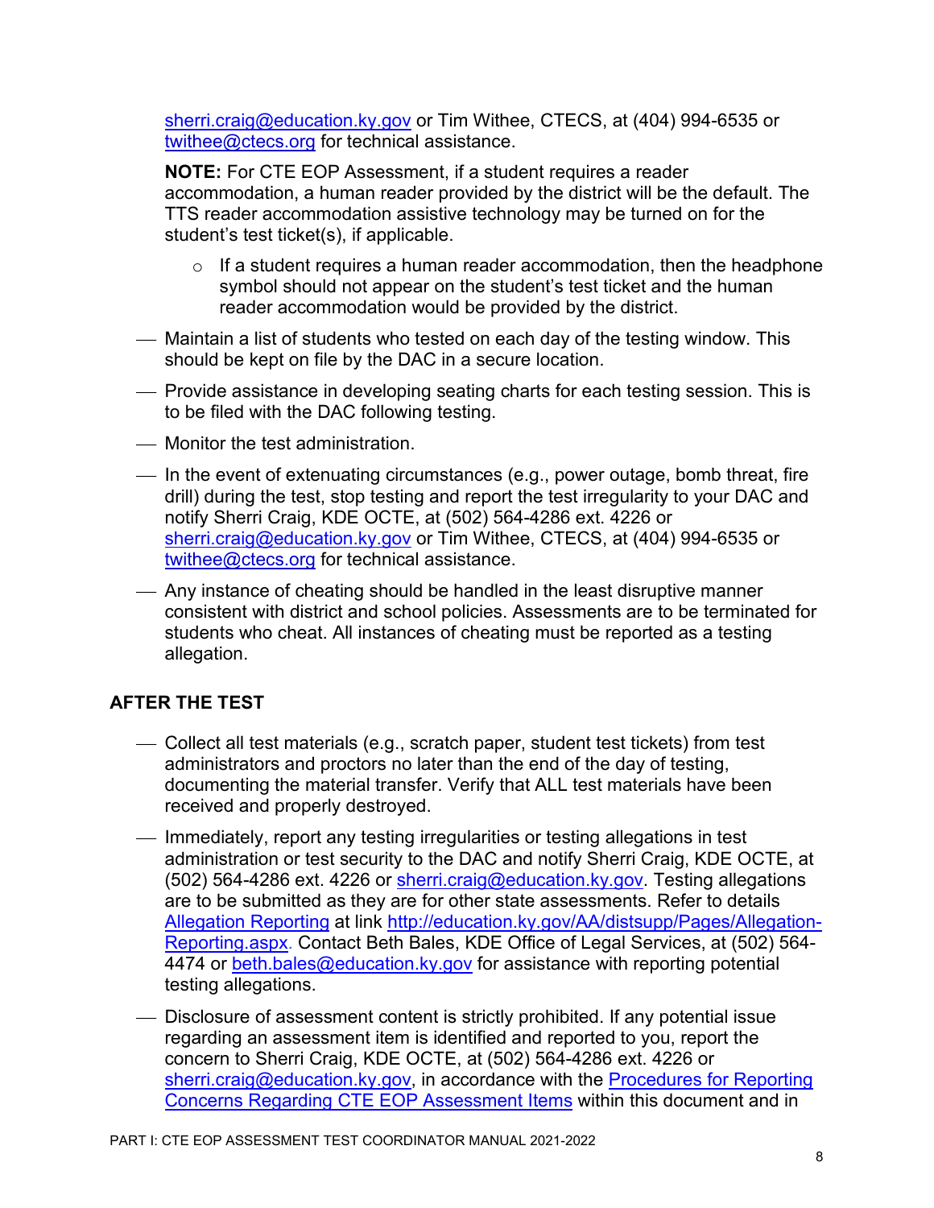sherri.craig@education.ky.gov or Tim Withee, CTECS, at (404) 994-6535 or twithee@ctecs.org for technical assistance.

**NOTE:** For CTE EOP Assessment, if a student requires a reader accommodation, a human reader provided by the district will be the default. The TTS reader accommodation assistive technology may be turned on for the student's test ticket(s), if applicable.

- If a student requires a human reader accommodation, then the headphone symbol should not appear on the student's test ticket and the human reader accommodation would be provided by the district.

- Maintain a list of students who tested on each day of the testing window. This should be kept on file by the DAC in a secure location.
- Provide assistance in developing seating charts for each testing session. This is to be filed with the DAC following testing.
- Monitor the test administration.
- In the event of extenuating circumstances (e.g., power outage, bomb threat, fire drill) during the test, stop testing and report the test irregularity to your DAC and notify Sherri Craig, KDE OCTE, at (502) 564-4286 ext. 4226 or sherri.craig@education.ky.gov or Tim Withee, CTECS, at (404) 994-6535 or twithee@ctecs.org for technical assistance.
- Any instance of cheating should be handled in the least disruptive manner consistent with district and school policies. Assessments are to be terminated for students who cheat. All instances of cheating must be reported as a testing allegation.

## AFTER THE TEST

- Collect all test materials (e.g., scratch paper, student test tickets) from test administrators and proctors no later than the end of the day of testing, documenting the material transfer. Verify that ALL test materials have been received and properly destroyed.
- Immediately, report any testing irregularities or testing allegations in test administration or test security to the DAC and notify Sherri Craig, KDE OCTE, at (502) 564-4286 ext. 4226 or sherri.craig@education.ky.gov. Testing allegations are to be submitted as they are for other state assessments. Refer to details Allegation Reporting at link http://education.ky.gov/AA/distsupp/Pages/Allegation-Reporting.aspx. Contact Beth Bales, KDE Office of Legal Services, at (502) 564-4474 or beth.bales@education.ky.gov for assistance with reporting potential testing allegations.
- Disclosure of assessment content is strictly prohibited. If any potential issue regarding an assessment item is identified and reported to you, report the concern to Sherri Craig, KDE OCTE, at (502) 564-4286 ext. 4226 or sherri.craig@education.ky.gov, in accordance with the Procedures for Reporting Concerns Regarding CTE EOP Assessment Items within this document and in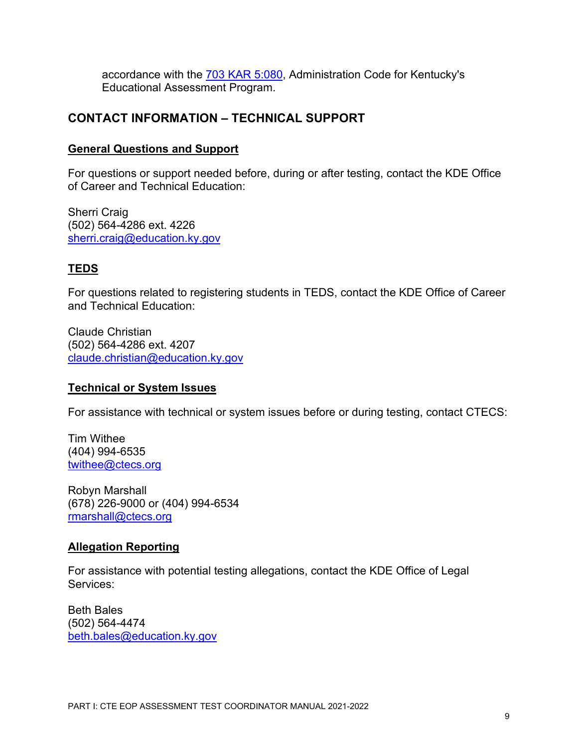accordance with the [703 KAR 5:080](703 KAR 5:080), Administration Code for Kentucky's Educational Assessment Program.

## CONTACT INFORMATION – TECHNICAL SUPPORT

### General Questions and Support

For questions or support needed before, during or after testing, contact the KDE Office of Career and Technical Education:

Sherri Craig
(502) 564-4286 ext. 4226
sherri.craig@education.ky.gov

### TEDS

For questions related to registering students in TEDS, contact the KDE Office of Career and Technical Education:

Claude Christian
(502) 564-4286 ext. 4207
claude.christian@education.ky.gov

### Technical or System Issues

For assistance with technical or system issues before or during testing, contact CTECS:

Tim Withee
(404) 994-6535
twithee@ctecs.org

Robyn Marshall
(678) 226-9000 or (404) 994-6534
rmarshall@ctecs.org

### Allegation Reporting

For assistance with potential testing allegations, contact the KDE Office of Legal Services:

Beth Bales
(502) 564-4474
beth.bales@education.ky.gov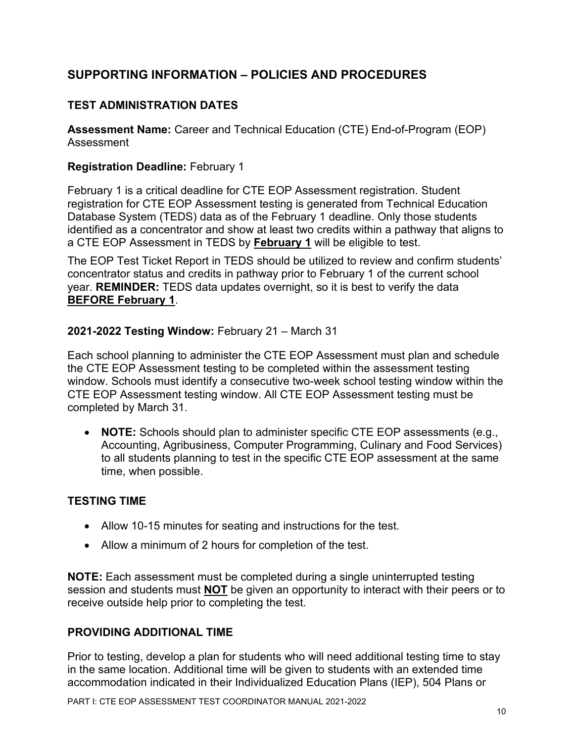## SUPPORTING INFORMATION – POLICIES AND PROCEDURES

### TEST ADMINISTRATION DATES

**Assessment Name:** Career and Technical Education (CTE) End-of-Program (EOP) Assessment

**Registration Deadline:** February 1

February 1 is a critical deadline for CTE EOP Assessment registration. Student registration for CTE EOP Assessment testing is generated from Technical Education Database System (TEDS) data as of the February 1 deadline. Only those students identified as a concentrator and show at least two credits within a pathway that aligns to a CTE EOP Assessment in TEDS by **<u>February 1</u>** will be eligible to test.

The EOP Test Ticket Report in TEDS should be utilized to review and confirm students' concentrator status and credits in pathway prior to February 1 of the current school year. **REMINDER:** TEDS data updates overnight, so it is best to verify the data **<u>BEFORE February 1</u>**.

**2021-2022 Testing Window:** February 21 – March 31

Each school planning to administer the CTE EOP Assessment must plan and schedule the CTE EOP Assessment testing to be completed within the assessment testing window. Schools must identify a consecutive two-week school testing window within the CTE EOP Assessment testing window. All CTE EOP Assessment testing must be completed by March 31.

- **NOTE:** Schools should plan to administer specific CTE EOP assessments (e.g., Accounting, Agribusiness, Computer Programming, Culinary and Food Services) to all students planning to test in the specific CTE EOP assessment at the same time, when possible.

### TESTING TIME

- Allow 10-15 minutes for seating and instructions for the test.
- Allow a minimum of 2 hours for completion of the test.

**NOTE:** Each assessment must be completed during a single uninterrupted testing session and students must **<u>NOT</u>** be given an opportunity to interact with their peers or to receive outside help prior to completing the test.

### PROVIDING ADDITIONAL TIME

Prior to testing, develop a plan for students who will need additional testing time to stay in the same location. Additional time will be given to students with an extended time accommodation indicated in their Individualized Education Plans (IEP), 504 Plans or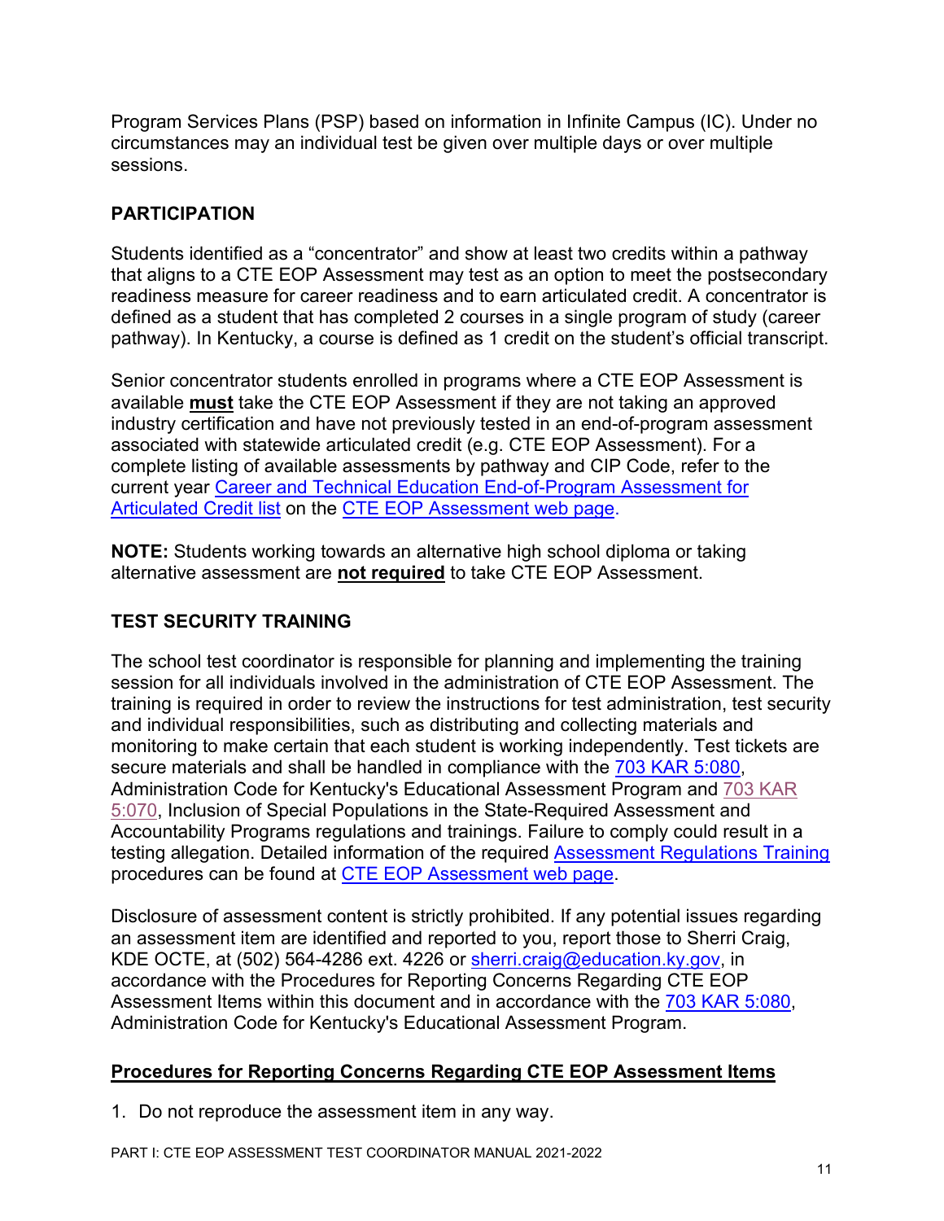Program Services Plans (PSP) based on information in Infinite Campus (IC). Under no circumstances may an individual test be given over multiple days or over multiple sessions.

## PARTICIPATION

Students identified as a "concentrator" and show at least two credits within a pathway that aligns to a CTE EOP Assessment may test as an option to meet the postsecondary readiness measure for career readiness and to earn articulated credit. A concentrator is defined as a student that has completed 2 courses in a single program of study (career pathway). In Kentucky, a course is defined as 1 credit on the student's official transcript.

Senior concentrator students enrolled in programs where a CTE EOP Assessment is available **must** take the CTE EOP Assessment if they are not taking an approved industry certification and have not previously tested in an end-of-program assessment associated with statewide articulated credit (e.g. CTE EOP Assessment). For a complete listing of available assessments by pathway and CIP Code, refer to the current year Career and Technical Education End-of-Program Assessment for Articulated Credit list on the CTE EOP Assessment web page.

**NOTE:** Students working towards an alternative high school diploma or taking alternative assessment are **not required** to take CTE EOP Assessment.

## TEST SECURITY TRAINING

The school test coordinator is responsible for planning and implementing the training session for all individuals involved in the administration of CTE EOP Assessment. The training is required in order to review the instructions for test administration, test security and individual responsibilities, such as distributing and collecting materials and monitoring to make certain that each student is working independently. Test tickets are secure materials and shall be handled in compliance with the 703 KAR 5:080, Administration Code for Kentucky's Educational Assessment Program and 703 KAR 5:070, Inclusion of Special Populations in the State-Required Assessment and Accountability Programs regulations and trainings. Failure to comply could result in a testing allegation. Detailed information of the required Assessment Regulations Training procedures can be found at CTE EOP Assessment web page.

Disclosure of assessment content is strictly prohibited. If any potential issues regarding an assessment item are identified and reported to you, report those to Sherri Craig, KDE OCTE, at (502) 564-4286 ext. 4226 or sherri.craig@education.ky.gov, in accordance with the Procedures for Reporting Concerns Regarding CTE EOP Assessment Items within this document and in accordance with the 703 KAR 5:080, Administration Code for Kentucky's Educational Assessment Program.

### Procedures for Reporting Concerns Regarding CTE EOP Assessment Items

1. Do not reproduce the assessment item in any way.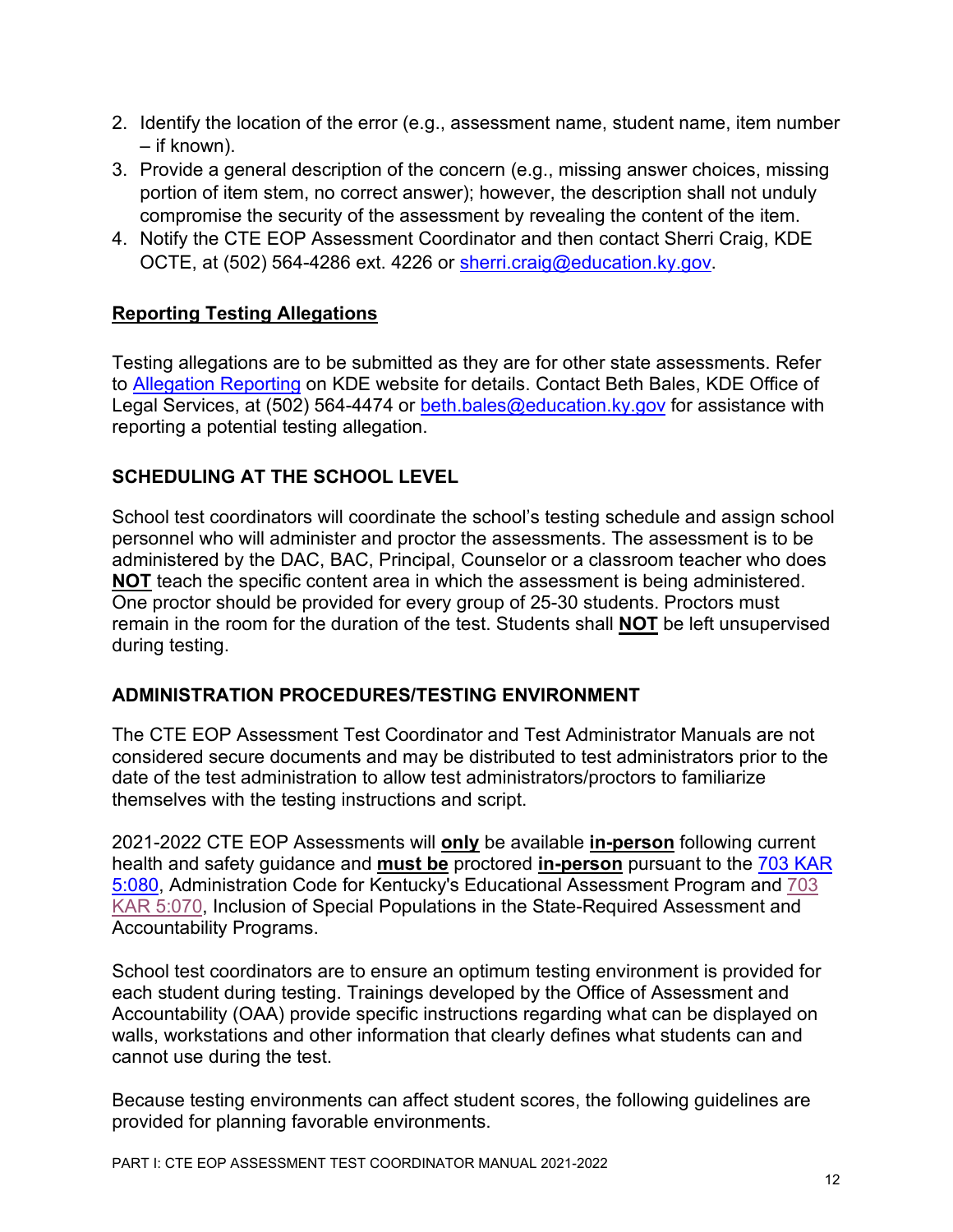2. Identify the location of the error (e.g., assessment name, student name, item number – if known).
3. Provide a general description of the concern (e.g., missing answer choices, missing portion of item stem, no correct answer); however, the description shall not unduly compromise the security of the assessment by revealing the content of the item.
4. Notify the CTE EOP Assessment Coordinator and then contact Sherri Craig, KDE OCTE, at (502) 564-4286 ext. 4226 or sherri.craig@education.ky.gov.

**Reporting Testing Allegations**

Testing allegations are to be submitted as they are for other state assessments. Refer to Allegation Reporting on KDE website for details. Contact Beth Bales, KDE Office of Legal Services, at (502) 564-4474 or beth.bales@education.ky.gov for assistance with reporting a potential testing allegation.

## SCHEDULING AT THE SCHOOL LEVEL

School test coordinators will coordinate the school's testing schedule and assign school personnel who will administer and proctor the assessments. The assessment is to be administered by the DAC, BAC, Principal, Counselor or a classroom teacher who does **NOT** teach the specific content area in which the assessment is being administered. One proctor should be provided for every group of 25-30 students. Proctors must remain in the room for the duration of the test. Students shall **NOT** be left unsupervised during testing.

## ADMINISTRATION PROCEDURES/TESTING ENVIRONMENT

The CTE EOP Assessment Test Coordinator and Test Administrator Manuals are not considered secure documents and may be distributed to test administrators prior to the date of the test administration to allow test administrators/proctors to familiarize themselves with the testing instructions and script.

2021-2022 CTE EOP Assessments will **only** be available **in-person** following current health and safety guidance and **must be** proctored **in-person** pursuant to the 703 KAR 5:080, Administration Code for Kentucky's Educational Assessment Program and 703 KAR 5:070, Inclusion of Special Populations in the State-Required Assessment and Accountability Programs.

School test coordinators are to ensure an optimum testing environment is provided for each student during testing. Trainings developed by the Office of Assessment and Accountability (OAA) provide specific instructions regarding what can be displayed on walls, workstations and other information that clearly defines what students can and cannot use during the test.

Because testing environments can affect student scores, the following guidelines are provided for planning favorable environments.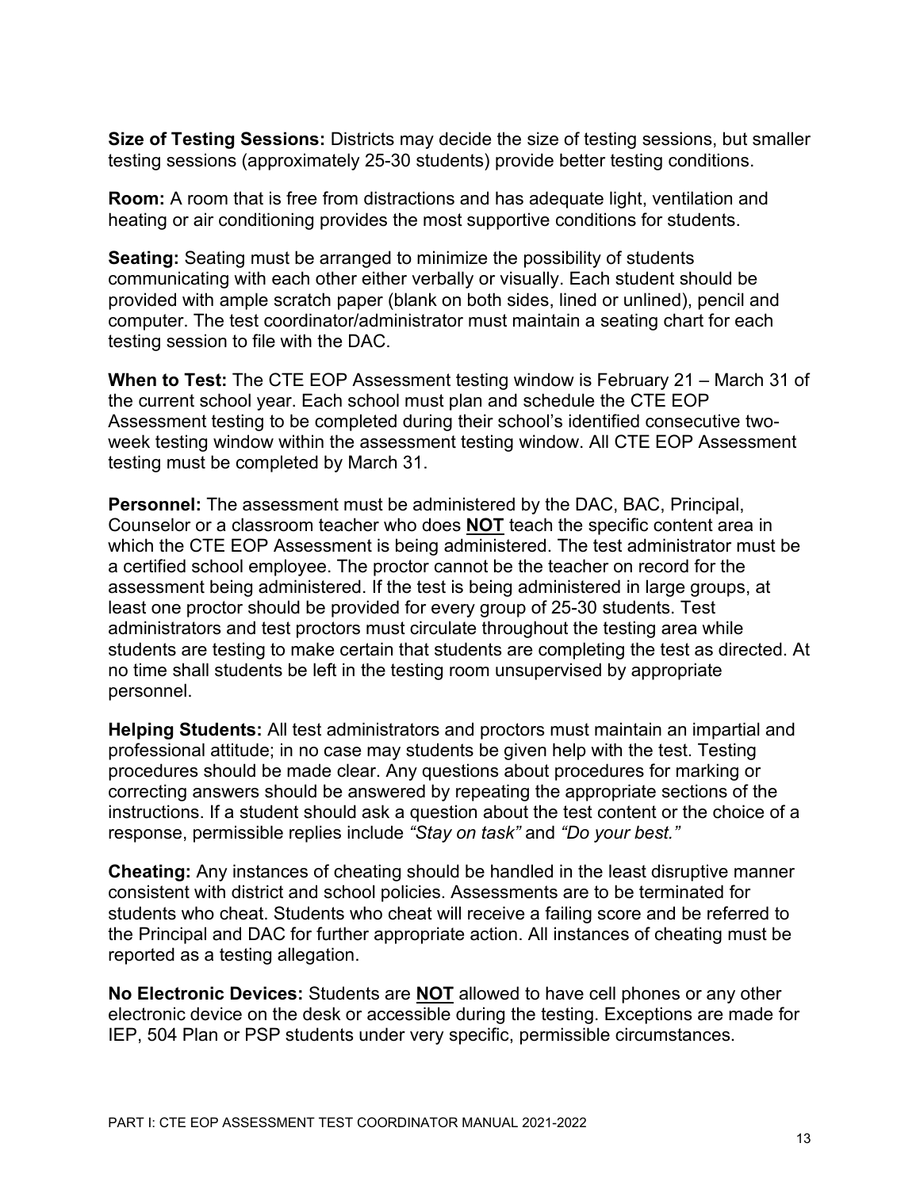**Size of Testing Sessions:** Districts may decide the size of testing sessions, but smaller testing sessions (approximately 25-30 students) provide better testing conditions.

**Room:** A room that is free from distractions and has adequate light, ventilation and heating or air conditioning provides the most supportive conditions for students.

**Seating:** Seating must be arranged to minimize the possibility of students communicating with each other either verbally or visually. Each student should be provided with ample scratch paper (blank on both sides, lined or unlined), pencil and computer. The test coordinator/administrator must maintain a seating chart for each testing session to file with the DAC.

**When to Test:** The CTE EOP Assessment testing window is February 21 – March 31 of the current school year. Each school must plan and schedule the CTE EOP Assessment testing to be completed during their school's identified consecutive two-week testing window within the assessment testing window. All CTE EOP Assessment testing must be completed by March 31.

**Personnel:** The assessment must be administered by the DAC, BAC, Principal, Counselor or a classroom teacher who does **NOT** teach the specific content area in which the CTE EOP Assessment is being administered. The test administrator must be a certified school employee. The proctor cannot be the teacher on record for the assessment being administered. If the test is being administered in large groups, at least one proctor should be provided for every group of 25-30 students. Test administrators and test proctors must circulate throughout the testing area while students are testing to make certain that students are completing the test as directed. At no time shall students be left in the testing room unsupervised by appropriate personnel.

**Helping Students:** All test administrators and proctors must maintain an impartial and professional attitude; in no case may students be given help with the test. Testing procedures should be made clear. Any questions about procedures for marking or correcting answers should be answered by repeating the appropriate sections of the instructions. If a student should ask a question about the test content or the choice of a response, permissible replies include *"Stay on task"* and *"Do your best."*

**Cheating:** Any instances of cheating should be handled in the least disruptive manner consistent with district and school policies. Assessments are to be terminated for students who cheat. Students who cheat will receive a failing score and be referred to the Principal and DAC for further appropriate action. All instances of cheating must be reported as a testing allegation.

**No Electronic Devices:** Students are **NOT** allowed to have cell phones or any other electronic device on the desk or accessible during the testing. Exceptions are made for IEP, 504 Plan or PSP students under very specific, permissible circumstances.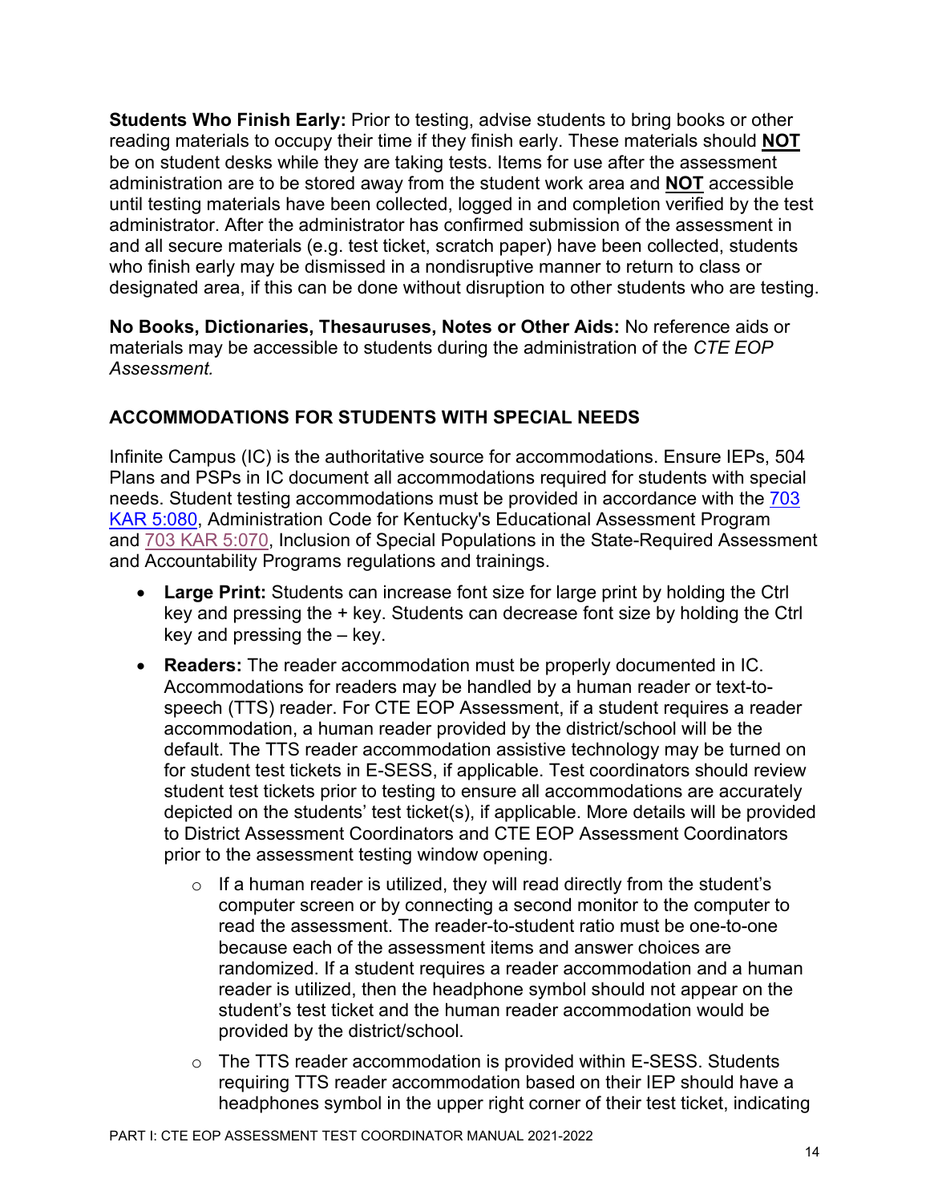**Students Who Finish Early:** Prior to testing, advise students to bring books or other reading materials to occupy their time if they finish early. These materials should **NOT** be on student desks while they are taking tests. Items for use after the assessment administration are to be stored away from the student work area and **NOT** accessible until testing materials have been collected, logged in and completion verified by the test administrator. After the administrator has confirmed submission of the assessment in and all secure materials (e.g. test ticket, scratch paper) have been collected, students who finish early may be dismissed in a nondisruptive manner to return to class or designated area, if this can be done without disruption to other students who are testing.

**No Books, Dictionaries, Thesauruses, Notes or Other Aids:** No reference aids or materials may be accessible to students during the administration of the *CTE EOP Assessment.*

## ACCOMMODATIONS FOR STUDENTS WITH SPECIAL NEEDS

Infinite Campus (IC) is the authoritative source for accommodations. Ensure IEPs, 504 Plans and PSPs in IC document all accommodations required for students with special needs. Student testing accommodations must be provided in accordance with the [703 KAR 5:080](), Administration Code for Kentucky's Educational Assessment Program and [703 KAR 5:070](), Inclusion of Special Populations in the State-Required Assessment and Accountability Programs regulations and trainings.

- **Large Print:** Students can increase font size for large print by holding the Ctrl key and pressing the + key. Students can decrease font size by holding the Ctrl key and pressing the – key.
- **Readers:** The reader accommodation must be properly documented in IC. Accommodations for readers may be handled by a human reader or text-to-speech (TTS) reader. For CTE EOP Assessment, if a student requires a reader accommodation, a human reader provided by the district/school will be the default. The TTS reader accommodation assistive technology may be turned on for student test tickets in E-SESS, if applicable. Test coordinators should review student test tickets prior to testing to ensure all accommodations are accurately depicted on the students' test ticket(s), if applicable. More details will be provided to District Assessment Coordinators and CTE EOP Assessment Coordinators prior to the assessment testing window opening.
    - If a human reader is utilized, they will read directly from the student's computer screen or by connecting a second monitor to the computer to read the assessment. The reader-to-student ratio must be one-to-one because each of the assessment items and answer choices are randomized. If a student requires a reader accommodation and a human reader is utilized, then the headphone symbol should not appear on the student's test ticket and the human reader accommodation would be provided by the district/school.
    - The TTS reader accommodation is provided within E-SESS. Students requiring TTS reader accommodation based on their IEP should have a headphones symbol in the upper right corner of their test ticket, indicating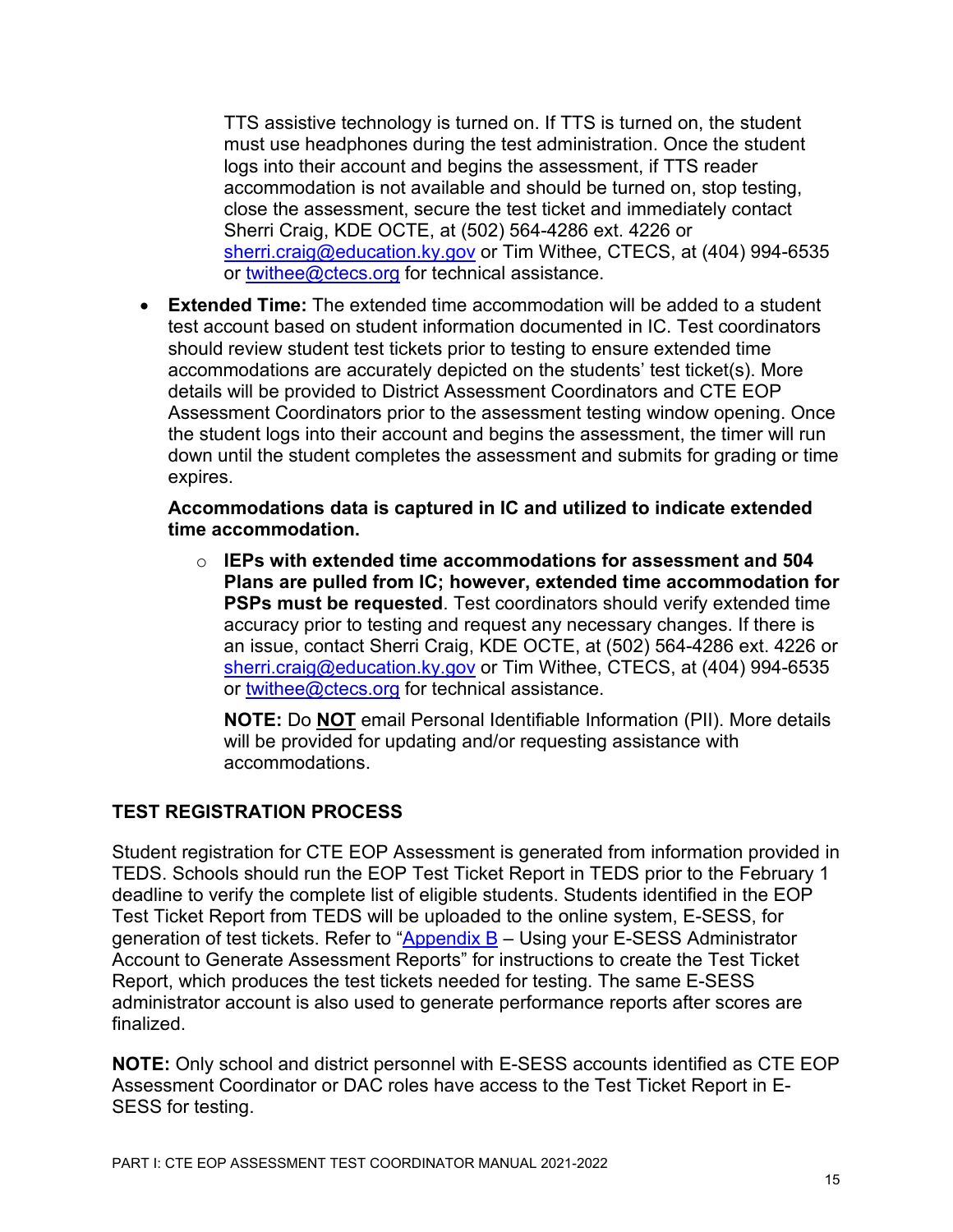TTS assistive technology is turned on. If TTS is turned on, the student must use headphones during the test administration. Once the student logs into their account and begins the assessment, if TTS reader accommodation is not available and should be turned on, stop testing, close the assessment, secure the test ticket and immediately contact Sherri Craig, KDE OCTE, at (502) 564-4286 ext. 4226 or sherri.craig@education.ky.gov or Tim Withee, CTECS, at (404) 994-6535 or twithee@ctecs.org for technical assistance.

- **Extended Time:** The extended time accommodation will be added to a student test account based on student information documented in IC. Test coordinators should review student test tickets prior to testing to ensure extended time accommodations are accurately depicted on the students' test ticket(s). More details will be provided to District Assessment Coordinators and CTE EOP Assessment Coordinators prior to the assessment testing window opening. Once the student logs into their account and begins the assessment, the timer will run down until the student completes the assessment and submits for grading or time expires.

  **Accommodations data is captured in IC and utilized to indicate extended time accommodation.**

  - **IEPs with extended time accommodations for assessment and 504 Plans are pulled from IC; however, extended time accommodation for PSPs must be requested**. Test coordinators should verify extended time accuracy prior to testing and request any necessary changes. If there is an issue, contact Sherri Craig, KDE OCTE, at (502) 564-4286 ext. 4226 or sherri.craig@education.ky.gov or Tim Withee, CTECS, at (404) 994-6535 or twithee@ctecs.org for technical assistance.

    **NOTE:** Do **NOT** email Personal Identifiable Information (PII). More details will be provided for updating and/or requesting assistance with accommodations.

## TEST REGISTRATION PROCESS

Student registration for CTE EOP Assessment is generated from information provided in TEDS. Schools should run the EOP Test Ticket Report in TEDS prior to the February 1 deadline to verify the complete list of eligible students. Students identified in the EOP Test Ticket Report from TEDS will be uploaded to the online system, E-SESS, for generation of test tickets. Refer to "Appendix B – Using your E-SESS Administrator Account to Generate Assessment Reports" for instructions to create the Test Ticket Report, which produces the test tickets needed for testing. The same E-SESS administrator account is also used to generate performance reports after scores are finalized.

**NOTE:** Only school and district personnel with E-SESS accounts identified as CTE EOP Assessment Coordinator or DAC roles have access to the Test Ticket Report in E-SESS for testing.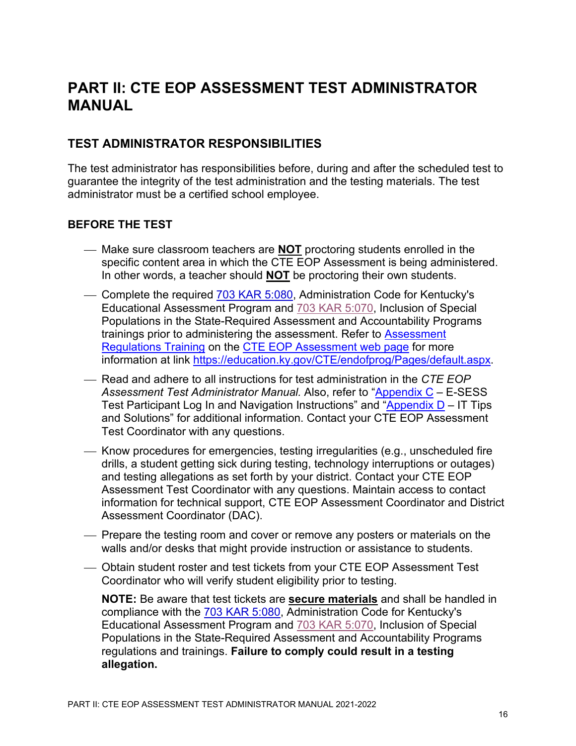# PART II: CTE EOP ASSESSMENT TEST ADMINISTRATOR MANUAL

## TEST ADMINISTRATOR RESPONSIBILITIES

The test administrator has responsibilities before, during and after the scheduled test to guarantee the integrity of the test administration and the testing materials. The test administrator must be a certified school employee.

### BEFORE THE TEST

- Make sure classroom teachers are **NOT** proctoring students enrolled in the specific content area in which the CTE EOP Assessment is being administered. In other words, a teacher should **NOT** be proctoring their own students.
- Complete the required 703 KAR 5:080, Administration Code for Kentucky's Educational Assessment Program and 703 KAR 5:070, Inclusion of Special Populations in the State-Required Assessment and Accountability Programs trainings prior to administering the assessment. Refer to Assessment Regulations Training on the CTE EOP Assessment web page for more information at link https://education.ky.gov/CTE/endofprog/Pages/default.aspx.
- Read and adhere to all instructions for test administration in the *CTE EOP Assessment Test Administrator Manual.* Also, refer to "Appendix C – E-SESS Test Participant Log In and Navigation Instructions" and "Appendix D – IT Tips and Solutions" for additional information. Contact your CTE EOP Assessment Test Coordinator with any questions.
- Know procedures for emergencies, testing irregularities (e.g., unscheduled fire drills, a student getting sick during testing, technology interruptions or outages) and testing allegations as set forth by your district. Contact your CTE EOP Assessment Test Coordinator with any questions. Maintain access to contact information for technical support, CTE EOP Assessment Coordinator and District Assessment Coordinator (DAC).
- Prepare the testing room and cover or remove any posters or materials on the walls and/or desks that might provide instruction or assistance to students.
- Obtain student roster and test tickets from your CTE EOP Assessment Test Coordinator who will verify student eligibility prior to testing.

  **NOTE:** Be aware that test tickets are **secure materials** and shall be handled in compliance with the 703 KAR 5:080, Administration Code for Kentucky's Educational Assessment Program and 703 KAR 5:070, Inclusion of Special Populations in the State-Required Assessment and Accountability Programs regulations and trainings. **Failure to comply could result in a testing allegation.**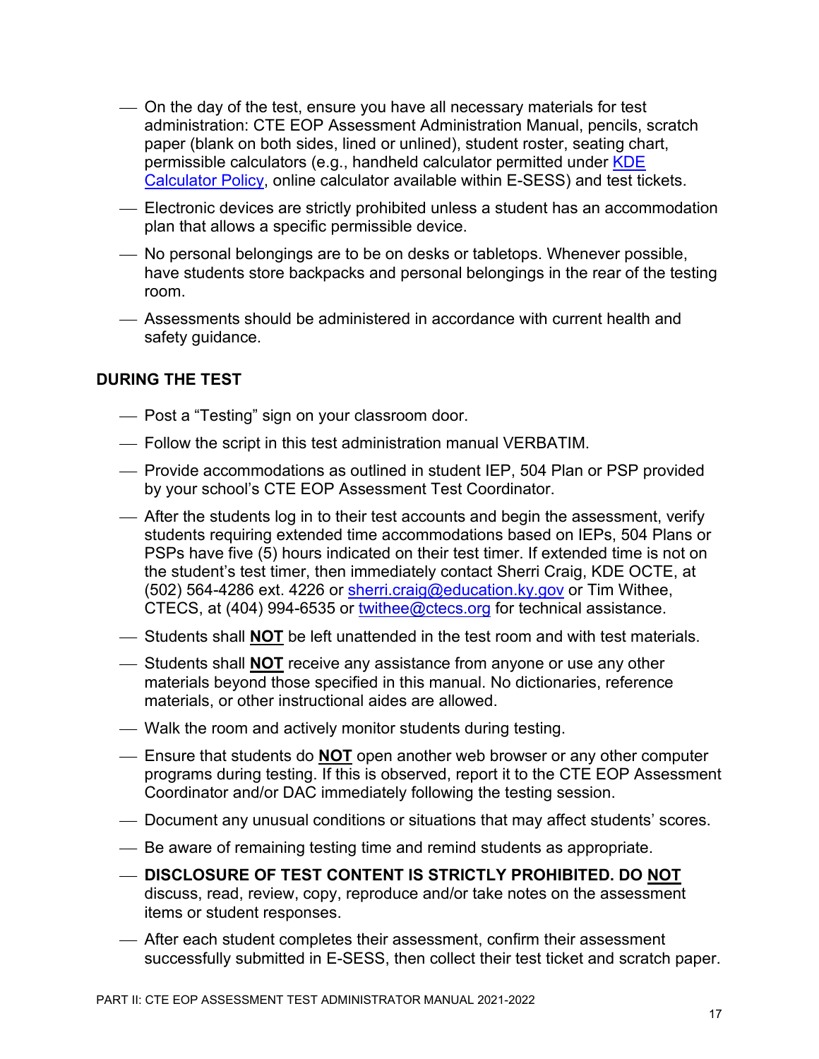- On the day of the test, ensure you have all necessary materials for test administration: CTE EOP Assessment Administration Manual, pencils, scratch paper (blank on both sides, lined or unlined), student roster, seating chart, permissible calculators (e.g., handheld calculator permitted under KDE Calculator Policy, online calculator available within E-SESS) and test tickets.
- Electronic devices are strictly prohibited unless a student has an accommodation plan that allows a specific permissible device.
- No personal belongings are to be on desks or tabletops. Whenever possible, have students store backpacks and personal belongings in the rear of the testing room.
- Assessments should be administered in accordance with current health and safety guidance.

**DURING THE TEST**

- Post a “Testing” sign on your classroom door.
- Follow the script in this test administration manual VERBATIM.
- Provide accommodations as outlined in student IEP, 504 Plan or PSP provided by your school’s CTE EOP Assessment Test Coordinator.
- After the students log in to their test accounts and begin the assessment, verify students requiring extended time accommodations based on IEPs, 504 Plans or PSPs have five (5) hours indicated on their test timer. If extended time is not on the student’s test timer, then immediately contact Sherri Craig, KDE OCTE, at (502) 564-4286 ext. 4226 or sherri.craig@education.ky.gov or Tim Withee, CTECS, at (404) 994-6535 or twithee@ctecs.org for technical assistance.
- Students shall **NOT** be left unattended in the test room and with test materials.
- Students shall **NOT** receive any assistance from anyone or use any other materials beyond those specified in this manual. No dictionaries, reference materials, or other instructional aides are allowed.
- Walk the room and actively monitor students during testing.
- Ensure that students do **NOT** open another web browser or any other computer programs during testing. If this is observed, report it to the CTE EOP Assessment Coordinator and/or DAC immediately following the testing session.
- Document any unusual conditions or situations that may affect students’ scores.
- Be aware of remaining testing time and remind students as appropriate.
- **DISCLOSURE OF TEST CONTENT IS STRICTLY PROHIBITED. DO NOT** discuss, read, review, copy, reproduce and/or take notes on the assessment items or student responses.
- After each student completes their assessment, confirm their assessment successfully submitted in E-SESS, then collect their test ticket and scratch paper.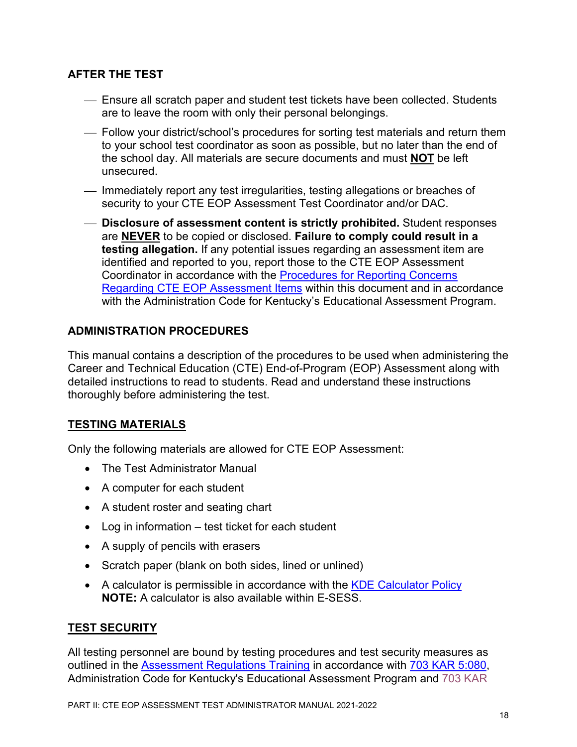## AFTER THE TEST

- Ensure all scratch paper and student test tickets have been collected. Students are to leave the room with only their personal belongings.
- Follow your district/school's procedures for sorting test materials and return them to your school test coordinator as soon as possible, but no later than the end of the school day. All materials are secure documents and must **NOT** be left unsecured.
- Immediately report any test irregularities, testing allegations or breaches of security to your CTE EOP Assessment Test Coordinator and/or DAC.
- **Disclosure of assessment content is strictly prohibited.** Student responses are **NEVER** to be copied or disclosed. **Failure to comply could result in a testing allegation.** If any potential issues regarding an assessment item are identified and reported to you, report those to the CTE EOP Assessment Coordinator in accordance with the Procedures for Reporting Concerns Regarding CTE EOP Assessment Items within this document and in accordance with the Administration Code for Kentucky's Educational Assessment Program.

## ADMINISTRATION PROCEDURES

This manual contains a description of the procedures to be used when administering the Career and Technical Education (CTE) End-of-Program (EOP) Assessment along with detailed instructions to read to students. Read and understand these instructions thoroughly before administering the test.

## TESTING MATERIALS

Only the following materials are allowed for CTE EOP Assessment:

- The Test Administrator Manual
- A computer for each student
- A student roster and seating chart
- Log in information – test ticket for each student
- A supply of pencils with erasers
- Scratch paper (blank on both sides, lined or unlined)
- A calculator is permissible in accordance with the KDE Calculator Policy
  **NOTE:** A calculator is also available within E-SESS.

## TEST SECURITY

All testing personnel are bound by testing procedures and test security measures as outlined in the Assessment Regulations Training in accordance with 703 KAR 5:080, Administration Code for Kentucky's Educational Assessment Program and 703 KAR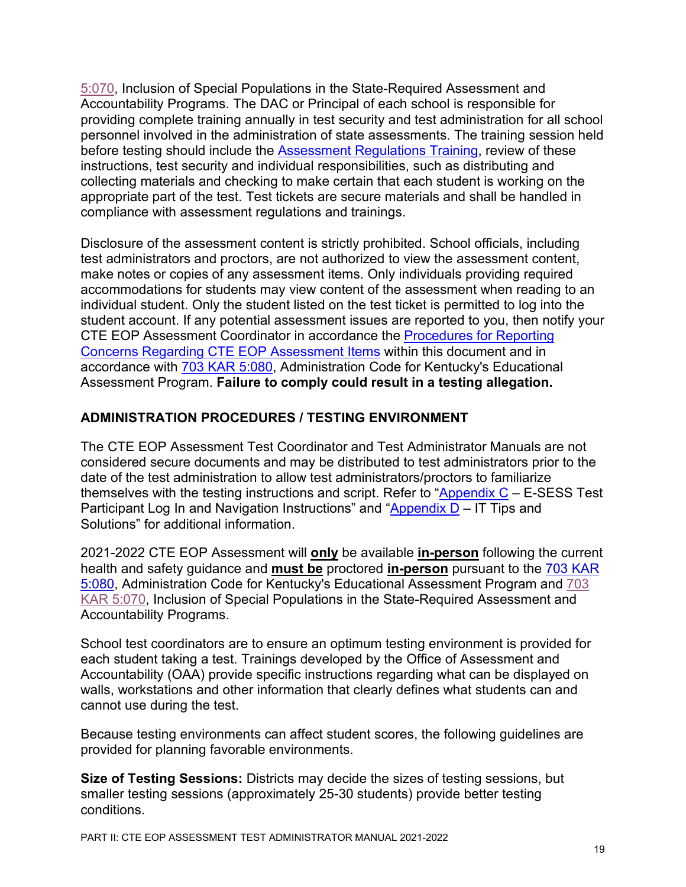5:070, Inclusion of Special Populations in the State-Required Assessment and Accountability Programs. The DAC or Principal of each school is responsible for providing complete training annually in test security and test administration for all school personnel involved in the administration of state assessments. The training session held before testing should include the Assessment Regulations Training, review of these instructions, test security and individual responsibilities, such as distributing and collecting materials and checking to make certain that each student is working on the appropriate part of the test. Test tickets are secure materials and shall be handled in compliance with assessment regulations and trainings.

Disclosure of the assessment content is strictly prohibited. School officials, including test administrators and proctors, are not authorized to view the assessment content, make notes or copies of any assessment items. Only individuals providing required accommodations for students may view content of the assessment when reading to an individual student. Only the student listed on the test ticket is permitted to log into the student account. If any potential assessment issues are reported to you, then notify your CTE EOP Assessment Coordinator in accordance the Procedures for Reporting Concerns Regarding CTE EOP Assessment Items within this document and in accordance with 703 KAR 5:080, Administration Code for Kentucky's Educational Assessment Program. **Failure to comply could result in a testing allegation.**

## ADMINISTRATION PROCEDURES / TESTING ENVIRONMENT

The CTE EOP Assessment Test Coordinator and Test Administrator Manuals are not considered secure documents and may be distributed to test administrators prior to the date of the test administration to allow test administrators/proctors to familiarize themselves with the testing instructions and script. Refer to "Appendix C – E-SESS Test Participant Log In and Navigation Instructions" and "Appendix D – IT Tips and Solutions" for additional information.

2021-2022 CTE EOP Assessment will **only** be available **in-person** following the current health and safety guidance and **must be** proctored **in-person** pursuant to the 703 KAR 5:080, Administration Code for Kentucky's Educational Assessment Program and 703 KAR 5:070, Inclusion of Special Populations in the State-Required Assessment and Accountability Programs.

School test coordinators are to ensure an optimum testing environment is provided for each student taking a test. Trainings developed by the Office of Assessment and Accountability (OAA) provide specific instructions regarding what can be displayed on walls, workstations and other information that clearly defines what students can and cannot use during the test.

Because testing environments can affect student scores, the following guidelines are provided for planning favorable environments.

**Size of Testing Sessions:** Districts may decide the sizes of testing sessions, but smaller testing sessions (approximately 25-30 students) provide better testing conditions.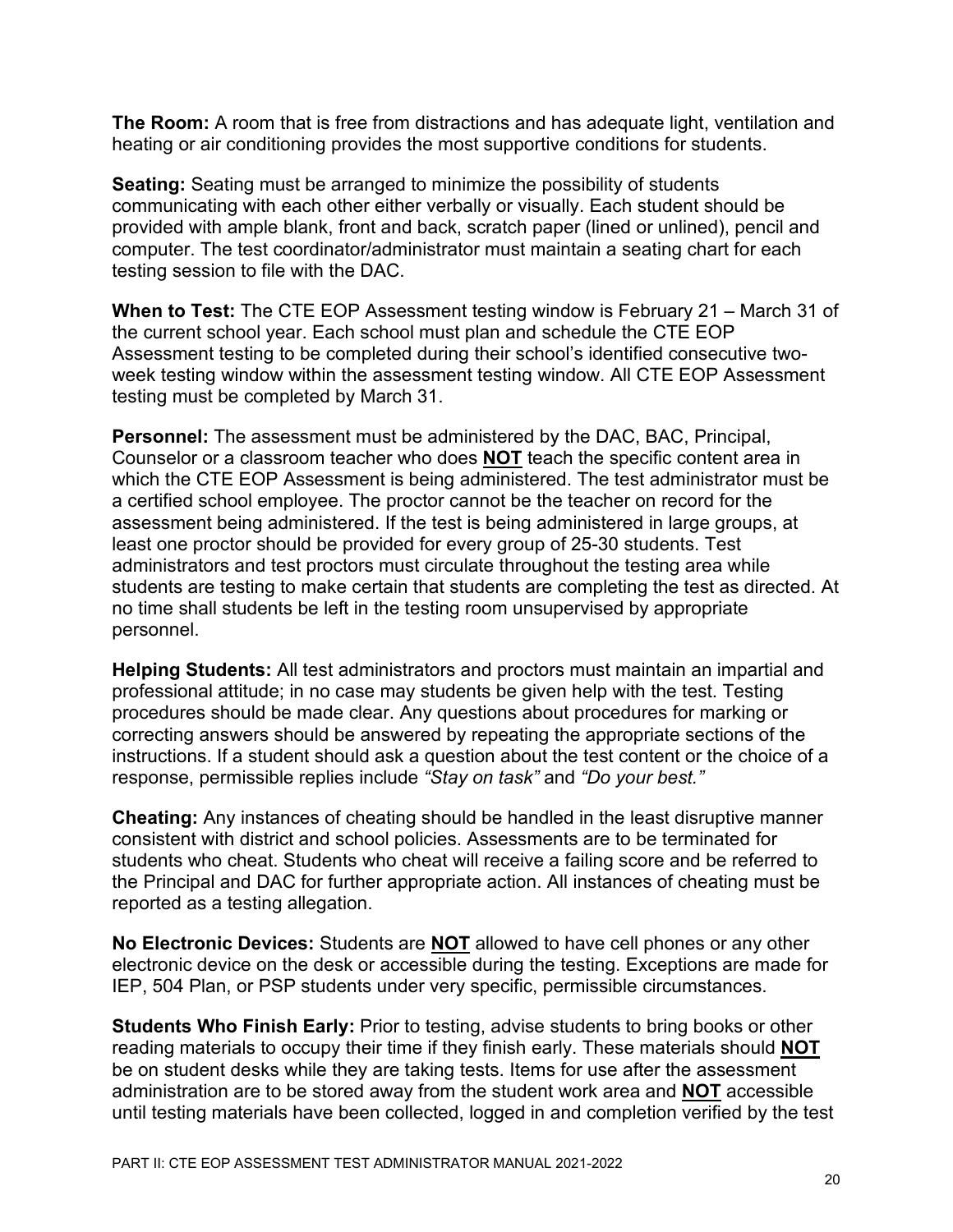**The Room:** A room that is free from distractions and has adequate light, ventilation and heating or air conditioning provides the most supportive conditions for students.

**Seating:** Seating must be arranged to minimize the possibility of students communicating with each other either verbally or visually. Each student should be provided with ample blank, front and back, scratch paper (lined or unlined), pencil and computer. The test coordinator/administrator must maintain a seating chart for each testing session to file with the DAC.

**When to Test:** The CTE EOP Assessment testing window is February 21 – March 31 of the current school year. Each school must plan and schedule the CTE EOP Assessment testing to be completed during their school's identified consecutive two-week testing window within the assessment testing window. All CTE EOP Assessment testing must be completed by March 31.

**Personnel:** The assessment must be administered by the DAC, BAC, Principal, Counselor or a classroom teacher who does **NOT** teach the specific content area in which the CTE EOP Assessment is being administered. The test administrator must be a certified school employee. The proctor cannot be the teacher on record for the assessment being administered. If the test is being administered in large groups, at least one proctor should be provided for every group of 25-30 students. Test administrators and test proctors must circulate throughout the testing area while students are testing to make certain that students are completing the test as directed. At no time shall students be left in the testing room unsupervised by appropriate personnel.

**Helping Students:** All test administrators and proctors must maintain an impartial and professional attitude; in no case may students be given help with the test. Testing procedures should be made clear. Any questions about procedures for marking or correcting answers should be answered by repeating the appropriate sections of the instructions. If a student should ask a question about the test content or the choice of a response, permissible replies include *"Stay on task"* and *"Do your best."*

**Cheating:** Any instances of cheating should be handled in the least disruptive manner consistent with district and school policies. Assessments are to be terminated for students who cheat. Students who cheat will receive a failing score and be referred to the Principal and DAC for further appropriate action. All instances of cheating must be reported as a testing allegation.

**No Electronic Devices:** Students are **NOT** allowed to have cell phones or any other electronic device on the desk or accessible during the testing. Exceptions are made for IEP, 504 Plan, or PSP students under very specific, permissible circumstances.

**Students Who Finish Early:** Prior to testing, advise students to bring books or other reading materials to occupy their time if they finish early. These materials should **NOT** be on student desks while they are taking tests. Items for use after the assessment administration are to be stored away from the student work area and **NOT** accessible until testing materials have been collected, logged in and completion verified by the test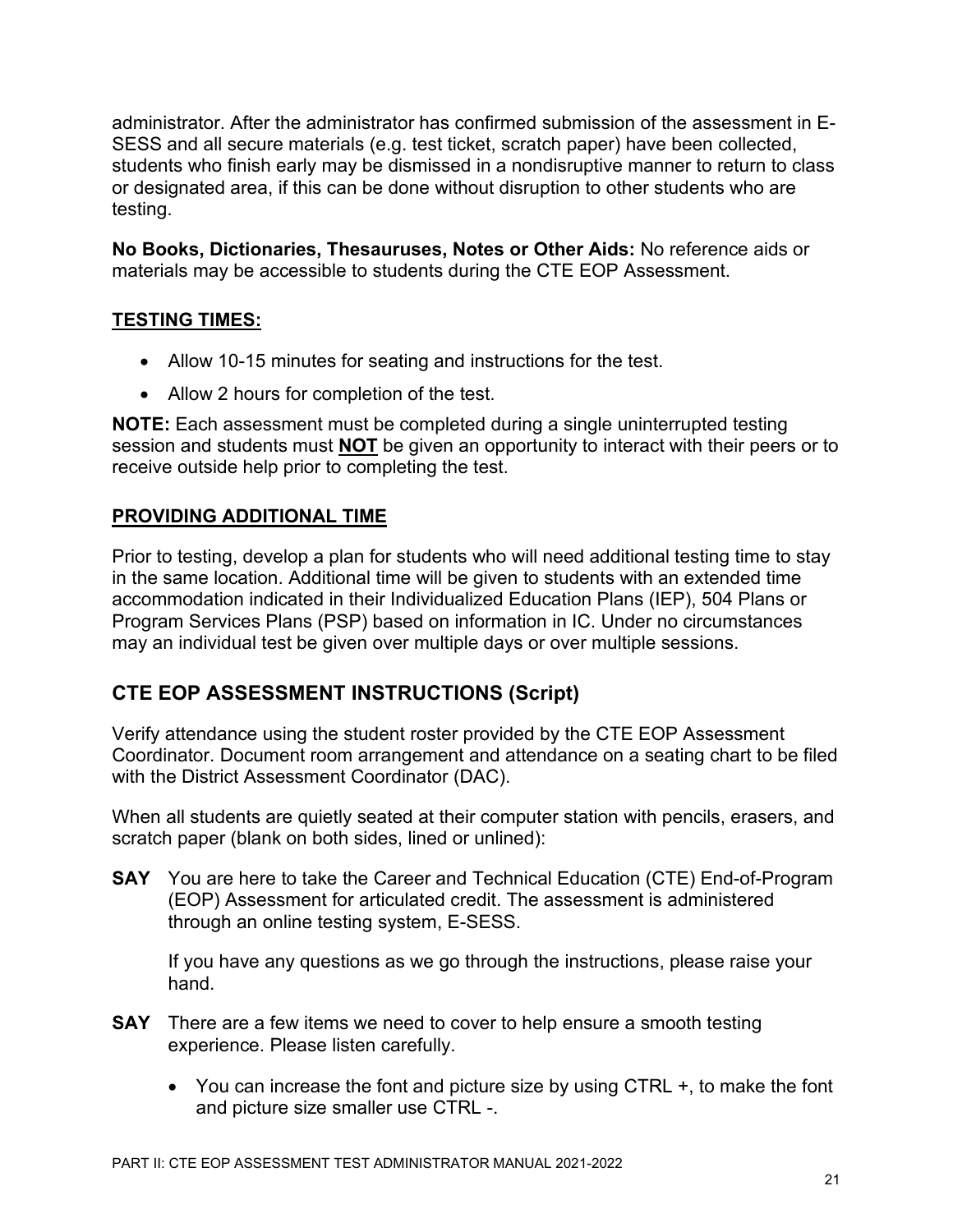administrator. After the administrator has confirmed submission of the assessment in E-SESS and all secure materials (e.g. test ticket, scratch paper) have been collected, students who finish early may be dismissed in a nondisruptive manner to return to class or designated area, if this can be done without disruption to other students who are testing.

**No Books, Dictionaries, Thesauruses, Notes or Other Aids:** No reference aids or materials may be accessible to students during the CTE EOP Assessment.

### TESTING TIMES:

- Allow 10-15 minutes for seating and instructions for the test.
- Allow 2 hours for completion of the test.

**NOTE:** Each assessment must be completed during a single uninterrupted testing session and students must **NOT** be given an opportunity to interact with their peers or to receive outside help prior to completing the test.

### PROVIDING ADDITIONAL TIME

Prior to testing, develop a plan for students who will need additional testing time to stay in the same location. Additional time will be given to students with an extended time accommodation indicated in their Individualized Education Plans (IEP), 504 Plans or Program Services Plans (PSP) based on information in IC. Under no circumstances may an individual test be given over multiple days or over multiple sessions.

## CTE EOP ASSESSMENT INSTRUCTIONS (Script)

Verify attendance using the student roster provided by the CTE EOP Assessment Coordinator. Document room arrangement and attendance on a seating chart to be filed with the District Assessment Coordinator (DAC).

When all students are quietly seated at their computer station with pencils, erasers, and scratch paper (blank on both sides, lined or unlined):

**SAY** You are here to take the Career and Technical Education (CTE) End-of-Program (EOP) Assessment for articulated credit. The assessment is administered through an online testing system, E-SESS.

If you have any questions as we go through the instructions, please raise your hand.

**SAY** There are a few items we need to cover to help ensure a smooth testing experience. Please listen carefully.

- You can increase the font and picture size by using CTRL +, to make the font and picture size smaller use CTRL -.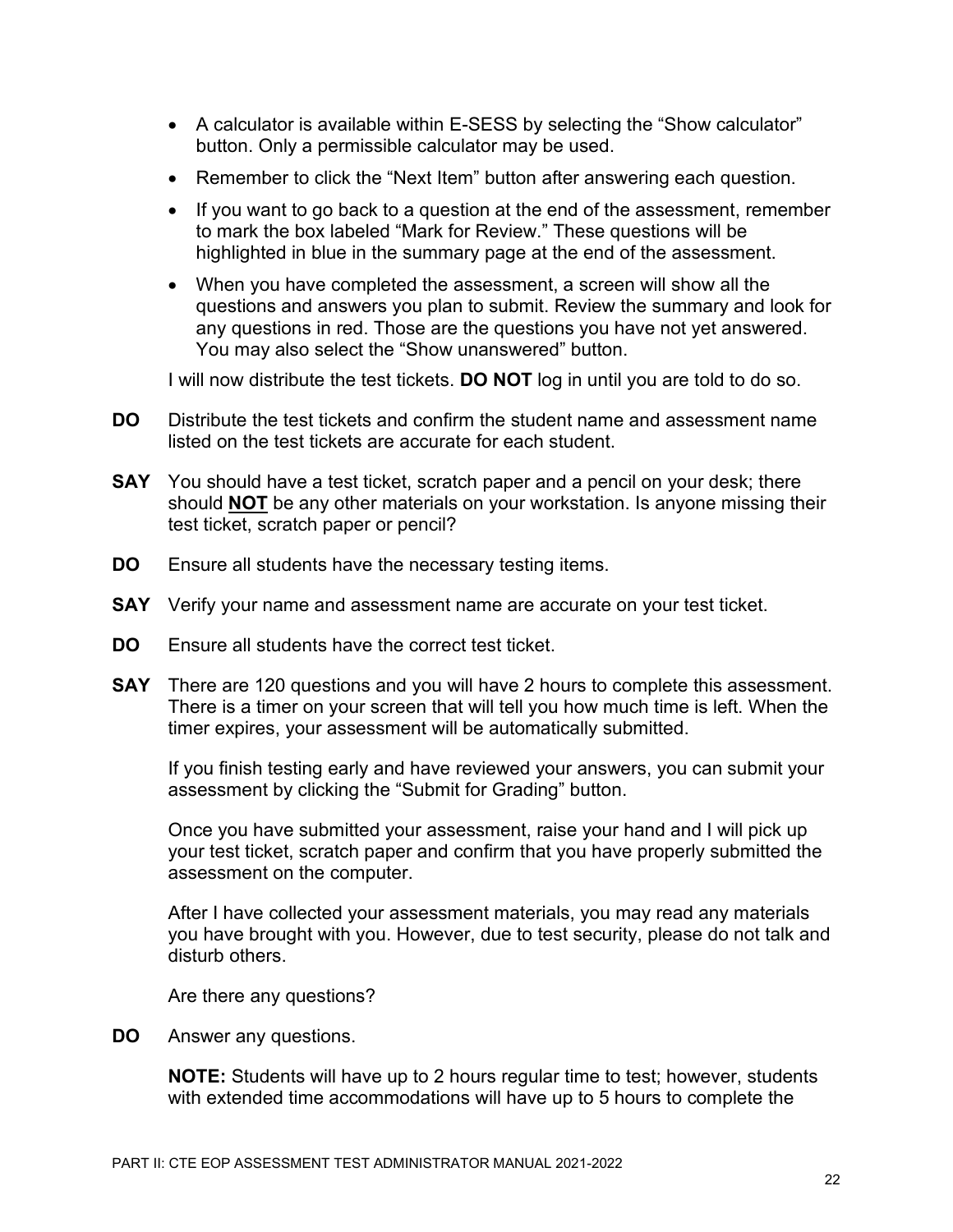- A calculator is available within E-SESS by selecting the “Show calculator” button. Only a permissible calculator may be used.
- Remember to click the “Next Item” button after answering each question.
- If you want to go back to a question at the end of the assessment, remember to mark the box labeled “Mark for Review.” These questions will be highlighted in blue in the summary page at the end of the assessment.
- When you have completed the assessment, a screen will show all the questions and answers you plan to submit. Review the summary and look for any questions in red. Those are the questions you have not yet answered. You may also select the “Show unanswered” button.

I will now distribute the test tickets. **DO NOT** log in until you are told to do so.

**DO** Distribute the test tickets and confirm the student name and assessment name listed on the test tickets are accurate for each student.

**SAY** You should have a test ticket, scratch paper and a pencil on your desk; there should **NOT** be any other materials on your workstation. Is anyone missing their test ticket, scratch paper or pencil?

**DO** Ensure all students have the necessary testing items.

**SAY** Verify your name and assessment name are accurate on your test ticket.

**DO** Ensure all students have the correct test ticket.

**SAY** There are 120 questions and you will have 2 hours to complete this assessment. There is a timer on your screen that will tell you how much time is left. When the timer expires, your assessment will be automatically submitted.

If you finish testing early and have reviewed your answers, you can submit your assessment by clicking the “Submit for Grading” button.

Once you have submitted your assessment, raise your hand and I will pick up your test ticket, scratch paper and confirm that you have properly submitted the assessment on the computer.

After I have collected your assessment materials, you may read any materials you have brought with you. However, due to test security, please do not talk and disturb others.

Are there any questions?

**DO** Answer any questions.

**NOTE:** Students will have up to 2 hours regular time to test; however, students with extended time accommodations will have up to 5 hours to complete the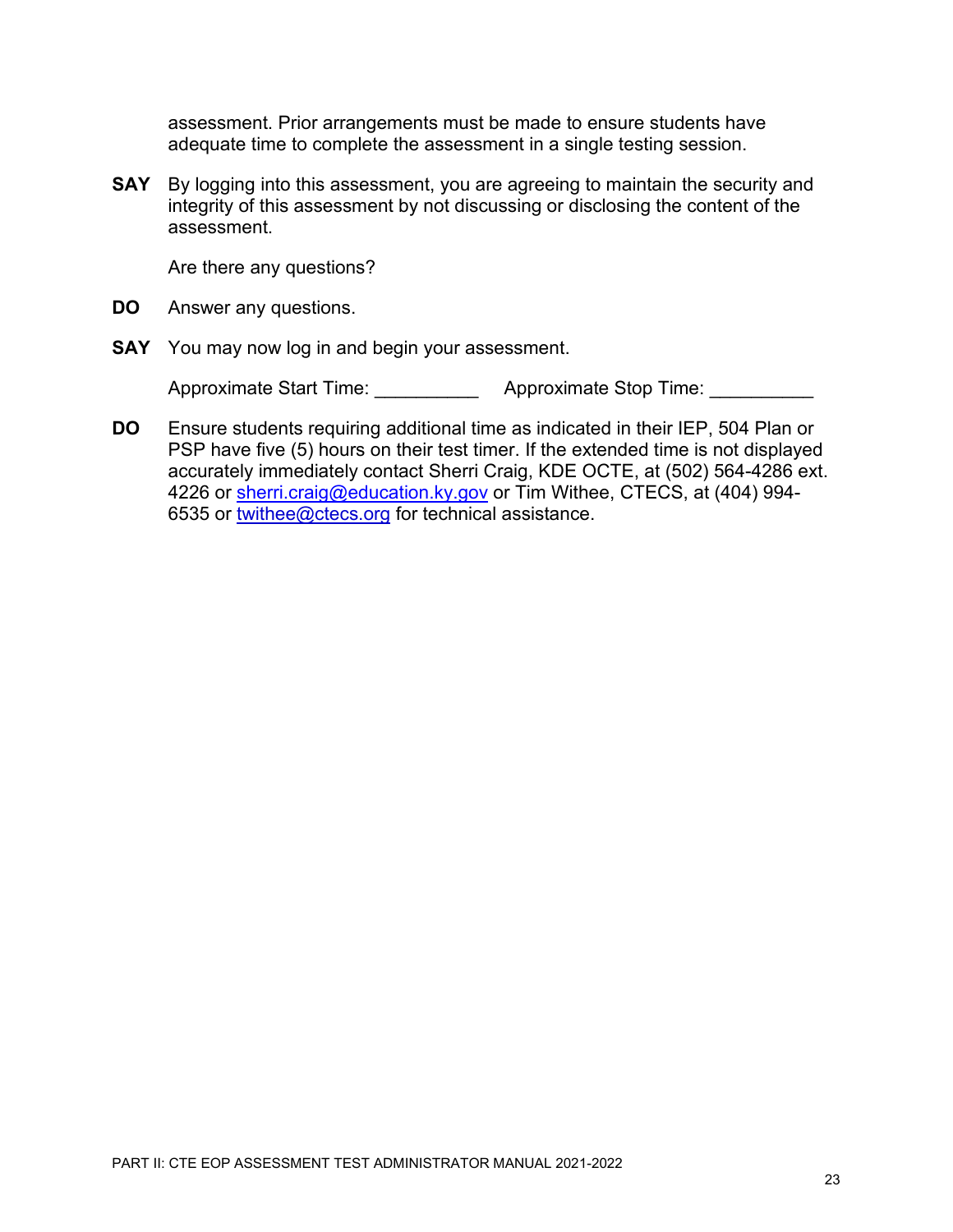assessment. Prior arrangements must be made to ensure students have adequate time to complete the assessment in a single testing session.

**SAY** By logging into this assessment, you are agreeing to maintain the security and integrity of this assessment by not discussing or disclosing the content of the assessment.

Are there any questions?

**DO** Answer any questions.

**SAY** You may now log in and begin your assessment.

Approximate Start Time: __________ Approximate Stop Time: __________

**DO** Ensure students requiring additional time as indicated in their IEP, 504 Plan or PSP have five (5) hours on their test timer. If the extended time is not displayed accurately immediately contact Sherri Craig, KDE OCTE, at (502) 564-4286 ext. 4226 or sherri.craig@education.ky.gov or Tim Withee, CTECS, at (404) 994-6535 or twithee@ctecs.org for technical assistance.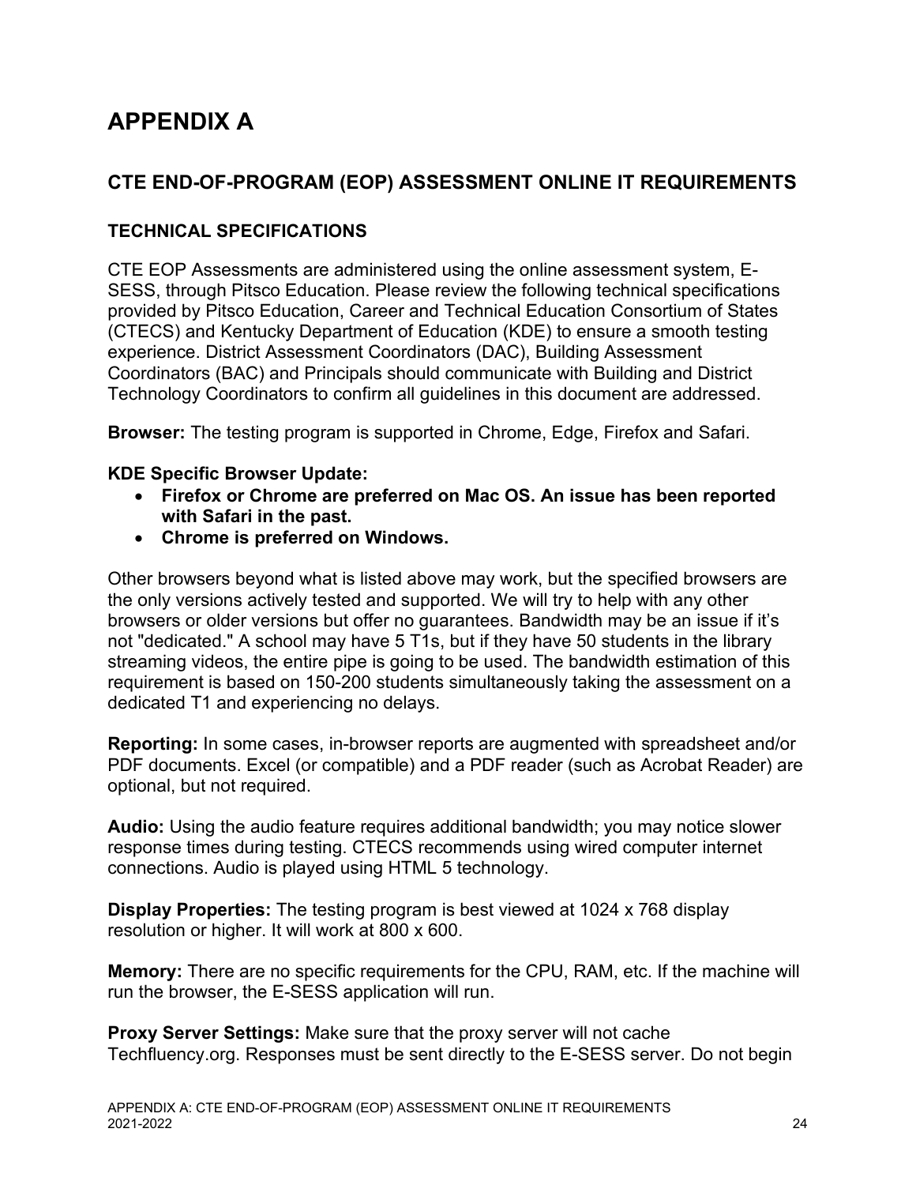# APPENDIX A

## CTE END-OF-PROGRAM (EOP) ASSESSMENT ONLINE IT REQUIREMENTS

### TECHNICAL SPECIFICATIONS

CTE EOP Assessments are administered using the online assessment system, E-SESS, through Pitsco Education. Please review the following technical specifications provided by Pitsco Education, Career and Technical Education Consortium of States (CTECS) and Kentucky Department of Education (KDE) to ensure a smooth testing experience. District Assessment Coordinators (DAC), Building Assessment Coordinators (BAC) and Principals should communicate with Building and District Technology Coordinators to confirm all guidelines in this document are addressed.

**Browser:** The testing program is supported in Chrome, Edge, Firefox and Safari.

**KDE Specific Browser Update:**

- **Firefox or Chrome are preferred on Mac OS. An issue has been reported with Safari in the past.**
- **Chrome is preferred on Windows.**

Other browsers beyond what is listed above may work, but the specified browsers are the only versions actively tested and supported. We will try to help with any other browsers or older versions but offer no guarantees. Bandwidth may be an issue if it's not "dedicated." A school may have 5 T1s, but if they have 50 students in the library streaming videos, the entire pipe is going to be used. The bandwidth estimation of this requirement is based on 150-200 students simultaneously taking the assessment on a dedicated T1 and experiencing no delays.

**Reporting:** In some cases, in-browser reports are augmented with spreadsheet and/or PDF documents. Excel (or compatible) and a PDF reader (such as Acrobat Reader) are optional, but not required.

**Audio:** Using the audio feature requires additional bandwidth; you may notice slower response times during testing. CTECS recommends using wired computer internet connections. Audio is played using HTML 5 technology.

**Display Properties:** The testing program is best viewed at 1024 x 768 display resolution or higher. It will work at 800 x 600.

**Memory:** There are no specific requirements for the CPU, RAM, etc. If the machine will run the browser, the E-SESS application will run.

**Proxy Server Settings:** Make sure that the proxy server will not cache Techfluency.org. Responses must be sent directly to the E-SESS server. Do not begin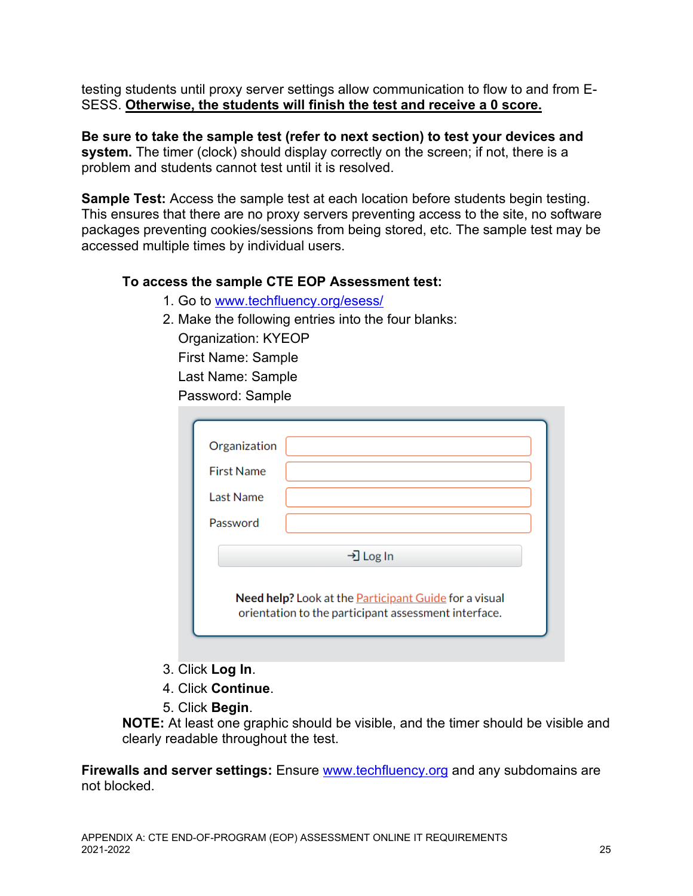testing students until proxy server settings allow communication to flow to and from E-SESS. **Otherwise, the students will finish the test and receive a 0 score.**

**Be sure to take the sample test (refer to next section) to test your devices and system.** The timer (clock) should display correctly on the screen; if not, there is a problem and students cannot test until it is resolved.

**Sample Test:** Access the sample test at each location before students begin testing. This ensures that there are no proxy servers preventing access to the site, no software packages preventing cookies/sessions from being stored, etc. The sample test may be accessed multiple times by individual users.

**To access the sample CTE EOP Assessment test:**

1. Go to [www.techfluency.org/esess/](www.techfluency.org/esess/)
2. Make the following entries into the four blanks:
   Organization: KYEOP
   First Name: Sample
   Last Name: Sample
   Password: Sample

   Organization
   First Name
   Last Name
   Password
   Log In
   **Need help?** Look at the Participant Guide for a visual orientation to the participant assessment interface.

3. Click **Log In**.
4. Click **Continue**.
5. Click **Begin**.

**NOTE:** At least one graphic should be visible, and the timer should be visible and clearly readable throughout the test.

**Firewalls and server settings:** Ensure [www.techfluency.org](www.techfluency.org) and any subdomains are not blocked.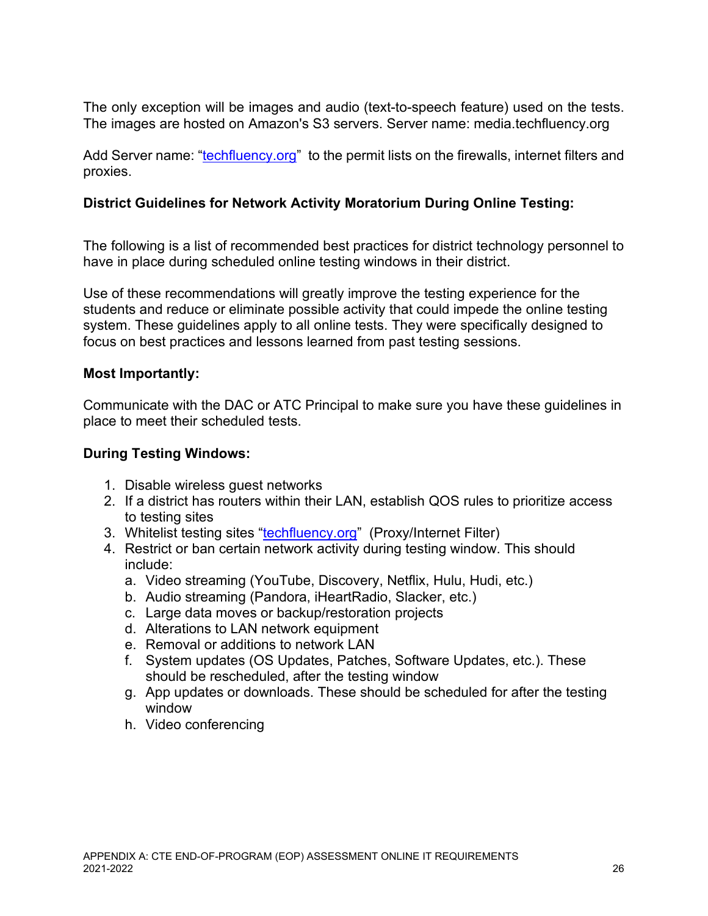The only exception will be images and audio (text-to-speech feature) used on the tests. The images are hosted on Amazon's S3 servers. Server name: media.techfluency.org

Add Server name: "techfluency.org" to the permit lists on the firewalls, internet filters and proxies.

**District Guidelines for Network Activity Moratorium During Online Testing:**

The following is a list of recommended best practices for district technology personnel to have in place during scheduled online testing windows in their district.

Use of these recommendations will greatly improve the testing experience for the students and reduce or eliminate possible activity that could impede the online testing system. These guidelines apply to all online tests. They were specifically designed to focus on best practices and lessons learned from past testing sessions.

**Most Importantly:**

Communicate with the DAC or ATC Principal to make sure you have these guidelines in place to meet their scheduled tests.

**During Testing Windows:**

1. Disable wireless guest networks
2. If a district has routers within their LAN, establish QOS rules to prioritize access to testing sites
3. Whitelist testing sites "techfluency.org" (Proxy/Internet Filter)
4. Restrict or ban certain network activity during testing window. This should include:
   a. Video streaming (YouTube, Discovery, Netflix, Hulu, Hudi, etc.)
   b. Audio streaming (Pandora, iHeartRadio, Slacker, etc.)
   c. Large data moves or backup/restoration projects
   d. Alterations to LAN network equipment
   e. Removal or additions to network LAN
   f. System updates (OS Updates, Patches, Software Updates, etc.). These should be rescheduled, after the testing window
   g. App updates or downloads. These should be scheduled for after the testing window
   h. Video conferencing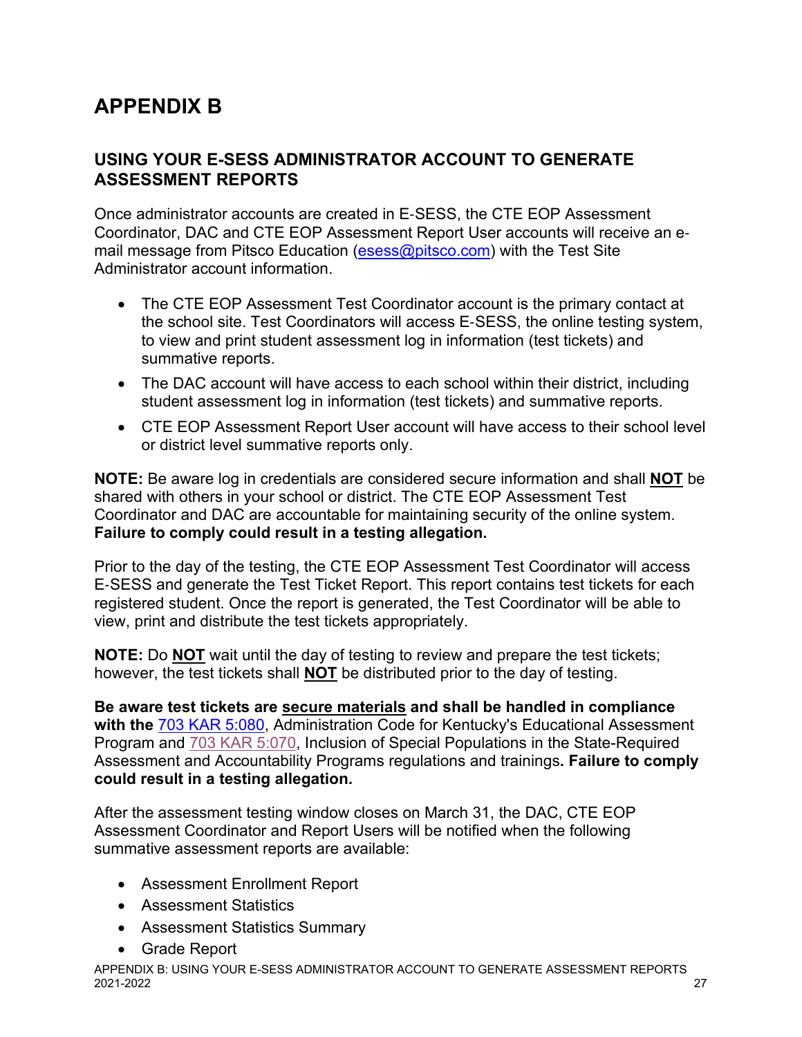# APPENDIX B

## USING YOUR E-SESS ADMINISTRATOR ACCOUNT TO GENERATE ASSESSMENT REPORTS

Once administrator accounts are created in E-SESS, the CTE EOP Assessment Coordinator, DAC and CTE EOP Assessment Report User accounts will receive an e-mail message from Pitsco Education (esess@pitsco.com) with the Test Site Administrator account information.

- The CTE EOP Assessment Test Coordinator account is the primary contact at the school site. Test Coordinators will access E-SESS, the online testing system, to view and print student assessment log in information (test tickets) and summative reports.
- The DAC account will have access to each school within their district, including student assessment log in information (test tickets) and summative reports.
- CTE EOP Assessment Report User account will have access to their school level or district level summative reports only.

**NOTE:** Be aware log in credentials are considered secure information and shall **NOT** be shared with others in your school or district. The CTE EOP Assessment Test Coordinator and DAC are accountable for maintaining security of the online system. **Failure to comply could result in a testing allegation.**

Prior to the day of the testing, the CTE EOP Assessment Test Coordinator will access E-SESS and generate the Test Ticket Report. This report contains test tickets for each registered student. Once the report is generated, the Test Coordinator will be able to view, print and distribute the test tickets appropriately.

**NOTE:** Do **NOT** wait until the day of testing to review and prepare the test tickets; however, the test tickets shall **NOT** be distributed prior to the day of testing.

**Be aware test tickets are secure materials and shall be handled in compliance with the** 703 KAR 5:080, Administration Code for Kentucky's Educational Assessment Program and 703 KAR 5:070, Inclusion of Special Populations in the State-Required Assessment and Accountability Programs regulations and trainings**. Failure to comply could result in a testing allegation.**

After the assessment testing window closes on March 31, the DAC, CTE EOP Assessment Coordinator and Report Users will be notified when the following summative assessment reports are available:

- Assessment Enrollment Report
- Assessment Statistics
- Assessment Statistics Summary
- Grade Report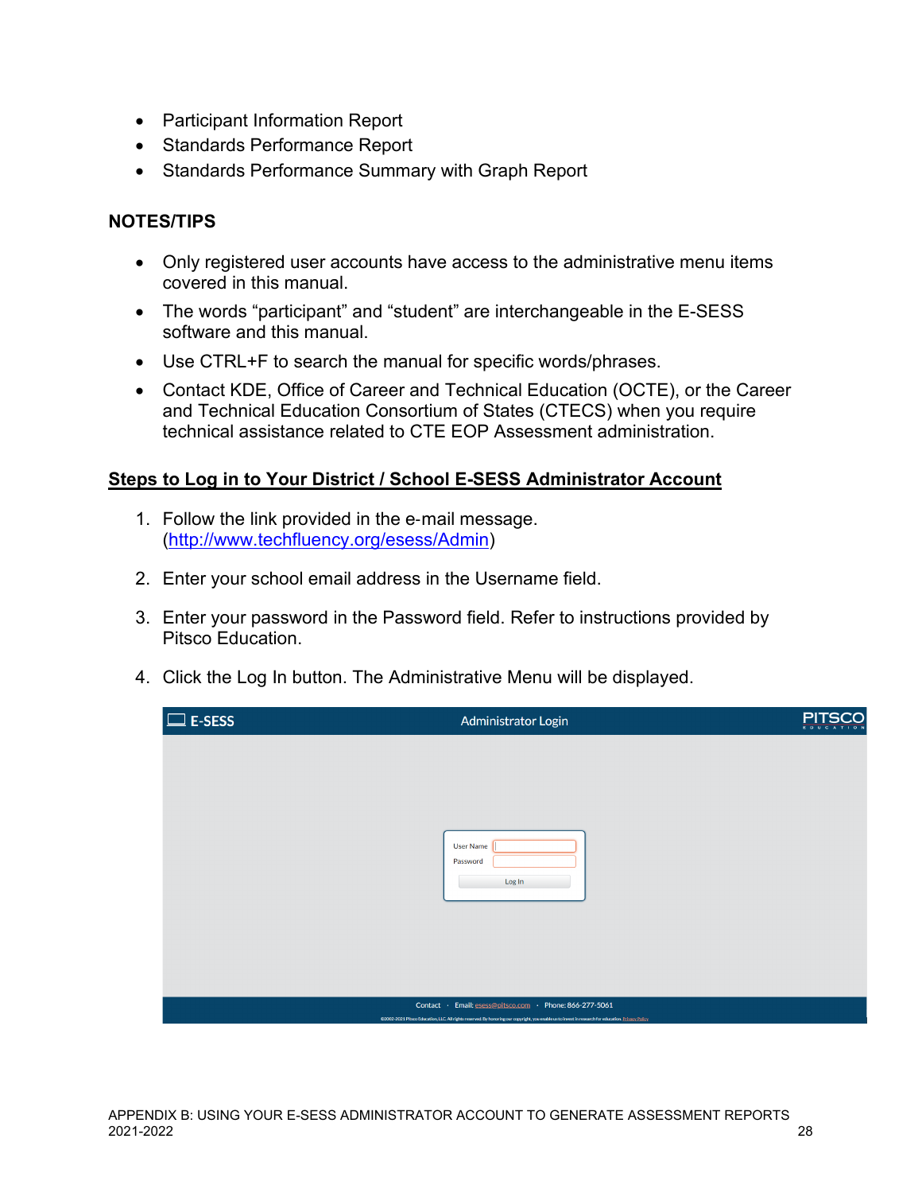- Participant Information Report
- Standards Performance Report
- Standards Performance Summary with Graph Report

**NOTES/TIPS**

- Only registered user accounts have access to the administrative menu items covered in this manual.
- The words “participant” and “student” are interchangeable in the E-SESS software and this manual.
- Use CTRL+F to search the manual for specific words/phrases.
- Contact KDE, Office of Career and Technical Education (OCTE), or the Career and Technical Education Consortium of States (CTECS) when you require technical assistance related to CTE EOP Assessment administration.

**Steps to Log in to Your District / School E-SESS Administrator Account**

1. Follow the link provided in the e-mail message. (http://www.techfluency.org/esess/Admin)
2. Enter your school email address in the Username field.
3. Enter your password in the Password field. Refer to instructions provided by Pitsco Education.
4. Click the Log In button. The Administrative Menu will be displayed.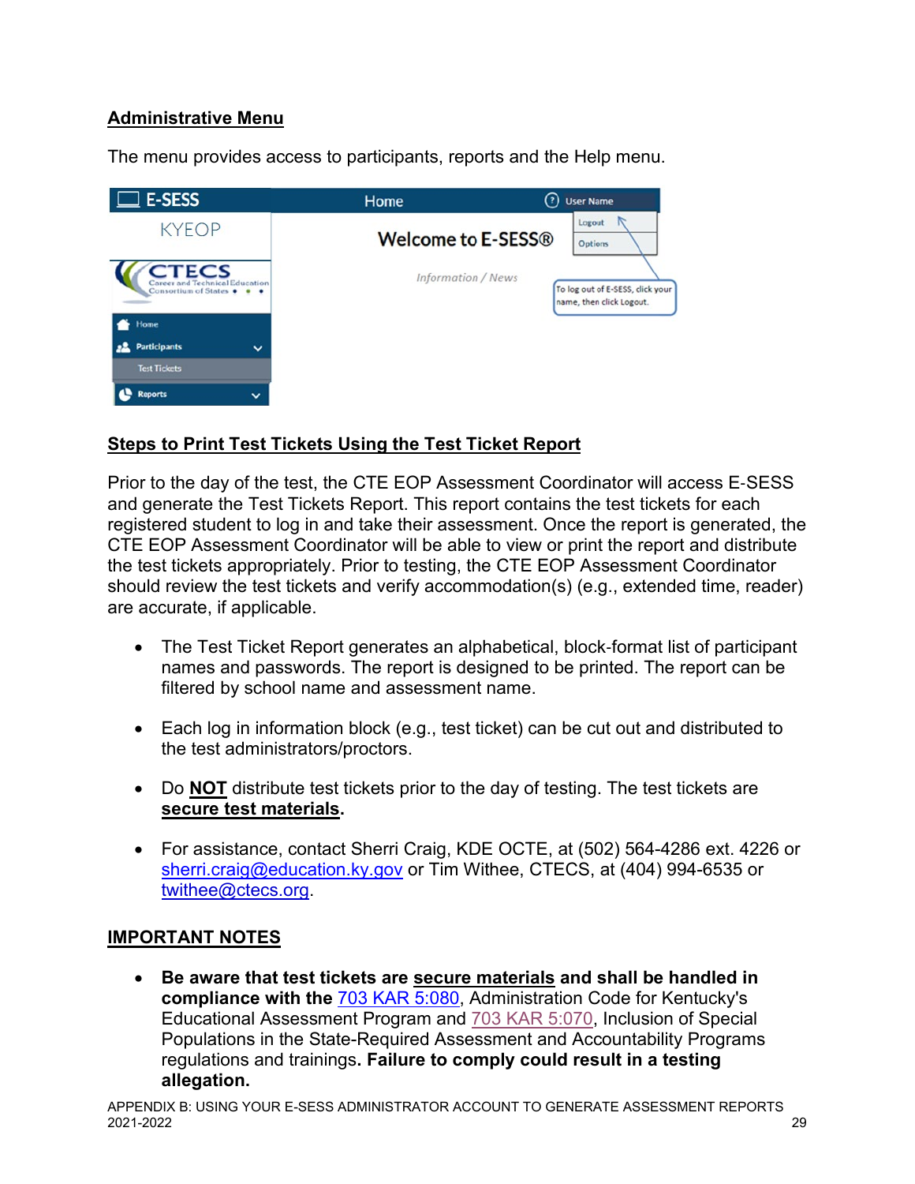## Administrative Menu

The menu provides access to participants, reports and the Help menu.

## Steps to Print Test Tickets Using the Test Ticket Report

Prior to the day of the test, the CTE EOP Assessment Coordinator will access E-SESS and generate the Test Tickets Report. This report contains the test tickets for each registered student to log in and take their assessment. Once the report is generated, the CTE EOP Assessment Coordinator will be able to view or print the report and distribute the test tickets appropriately. Prior to testing, the CTE EOP Assessment Coordinator should review the test tickets and verify accommodation(s) (e.g., extended time, reader) are accurate, if applicable.

- The Test Ticket Report generates an alphabetical, block-format list of participant names and passwords. The report is designed to be printed. The report can be filtered by school name and assessment name.
- Each log in information block (e.g., test ticket) can be cut out and distributed to the test administrators/proctors.
- Do **NOT** distribute test tickets prior to the day of testing. The test tickets are **secure test materials.**
- For assistance, contact Sherri Craig, KDE OCTE, at (502) 564-4286 ext. 4226 or sherri.craig@education.ky.gov or Tim Withee, CTECS, at (404) 994-6535 or twithee@ctecs.org.

## IMPORTANT NOTES

- **Be aware that test tickets are secure materials and shall be handled in compliance with the** 703 KAR 5:080, Administration Code for Kentucky's Educational Assessment Program and 703 KAR 5:070, Inclusion of Special Populations in the State-Required Assessment and Accountability Programs regulations and trainings. **Failure to comply could result in a testing allegation.**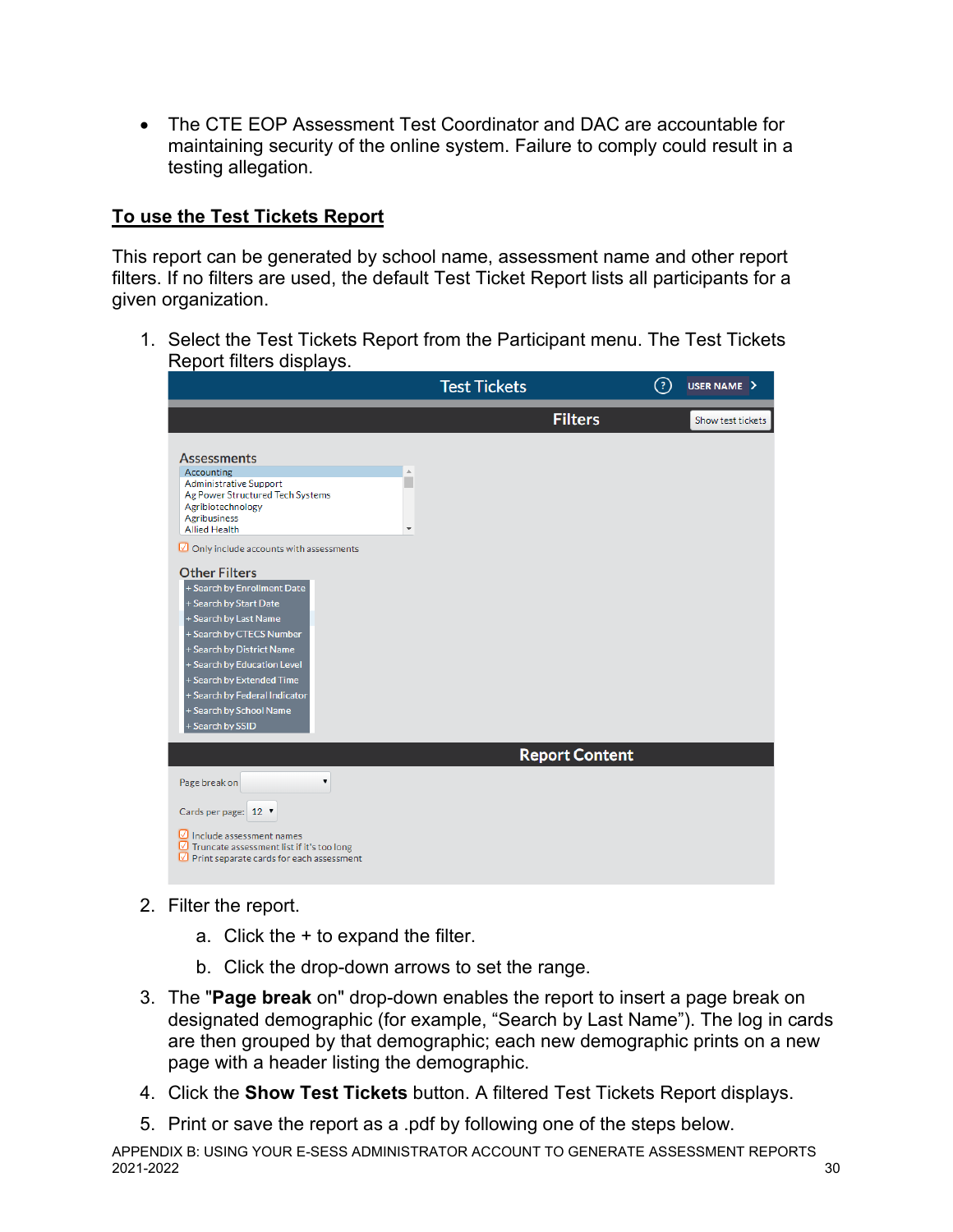- The CTE EOP Assessment Test Coordinator and DAC are accountable for maintaining security of the online system. Failure to comply could result in a testing allegation.

## To use the Test Tickets Report

This report can be generated by school name, assessment name and other report filters. If no filters are used, the default Test Ticket Report lists all participants for a given organization.

1. Select the Test Tickets Report from the Participant menu. The Test Tickets Report filters displays.

2. Filter the report.
   a. Click the + to expand the filter.
   b. Click the drop-down arrows to set the range.
3. The "**Page break** on" drop-down enables the report to insert a page break on designated demographic (for example, "Search by Last Name"). The log in cards are then grouped by that demographic; each new demographic prints on a new page with a header listing the demographic.
4. Click the **Show Test Tickets** button. A filtered Test Tickets Report displays.
5. Print or save the report as a .pdf by following one of the steps below.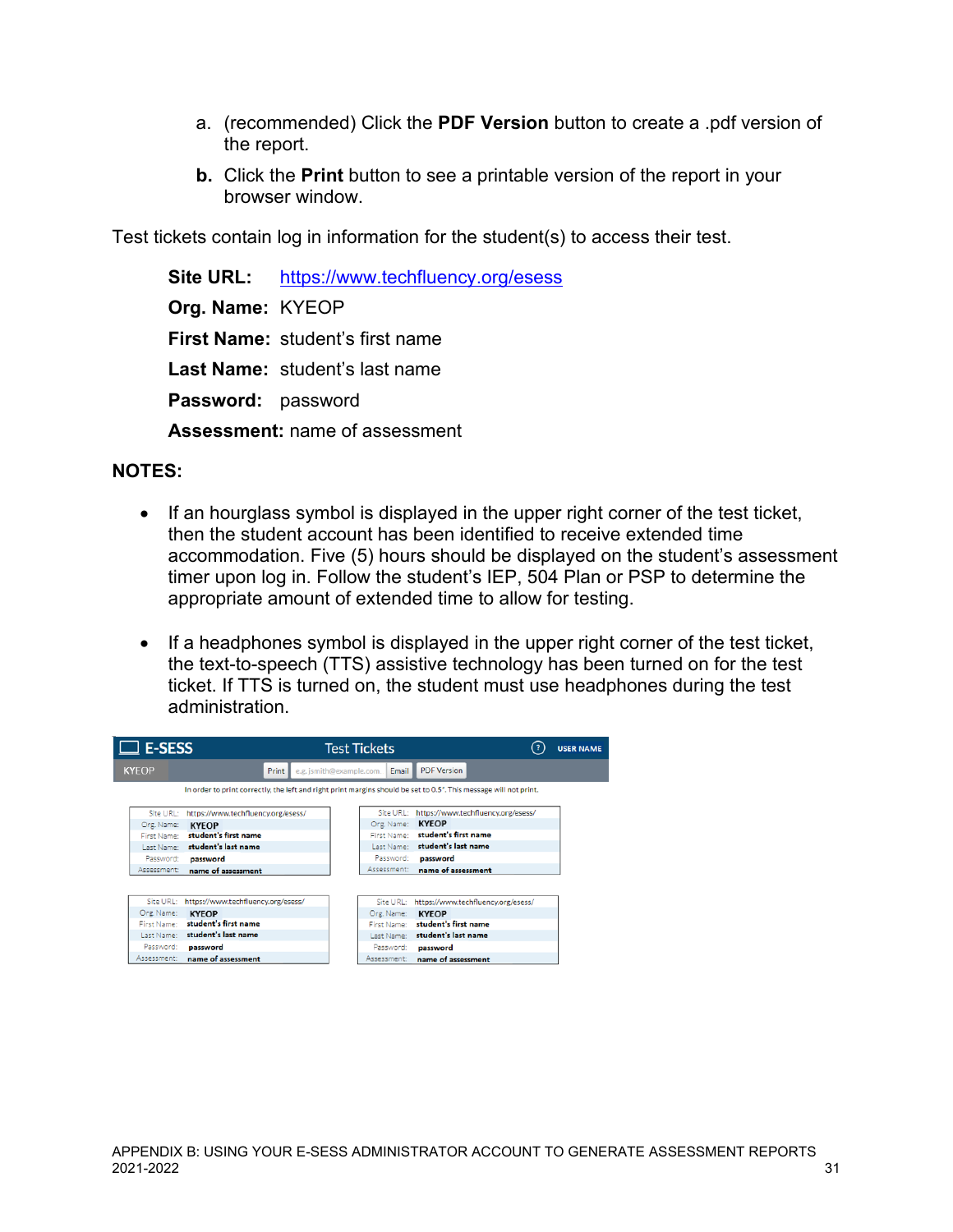a. (recommended) Click the **PDF Version** button to create a .pdf version of the report.

**b.** Click the **Print** button to see a printable version of the report in your browser window.

Test tickets contain log in information for the student(s) to access their test.

**Site URL:** https://www.techfluency.org/esess

**Org. Name:** KYEOP

**First Name:** student's first name

**Last Name:** student's last name

**Password:** password

**Assessment:** name of assessment

**NOTES:**

- If an hourglass symbol is displayed in the upper right corner of the test ticket, then the student account has been identified to receive extended time accommodation. Five (5) hours should be displayed on the student's assessment timer upon log in. Follow the student's IEP, 504 Plan or PSP to determine the appropriate amount of extended time to allow for testing.

- If a headphones symbol is displayed in the upper right corner of the test ticket, the text-to-speech (TTS) assistive technology has been turned on for the test ticket. If TTS is turned on, the student must use headphones during the test administration.

E-SESS | Test Tickets | USER NAME

KYEOP | Print | e.g. jsmith@example.com | Email | PDF Version

In order to print correctly, the left and right print margins should be set to 0.5". This message will not print.

| | |
|---|---|
| Site URL: | https://www.techfluency.org/esess/ |
| Org. Name: | **KYEOP** |
| First Name: | **student's first name** |
| Last Name: | **student's last name** |
| Password: | **password** |
| Assessment: | **name of assessment** |

| | |
|---|---|
| Site URL: | https://www.techfluency.org/esess/ |
| Org. Name: | **KYEOP** |
| First Name: | **student's first name** |
| Last Name: | **student's last name** |
| Password: | **password** |
| Assessment: | **name of assessment** |

| | |
|---|---|
| Site URL: | https://www.techfluency.org/esess/ |
| Org. Name: | **KYEOP** |
| First Name: | **student's first name** |
| Last Name: | **student's last name** |
| Password: | **password** |
| Assessment: | **name of assessment** |

| | |
|---|---|
| Site URL: | https://www.techfluency.org/esess/ |
| Org. Name: | **KYEOP** |
| First Name: | **student's first name** |
| Last Name: | **student's last name** |
| Password: | **password** |
| Assessment: | **name of assessment** |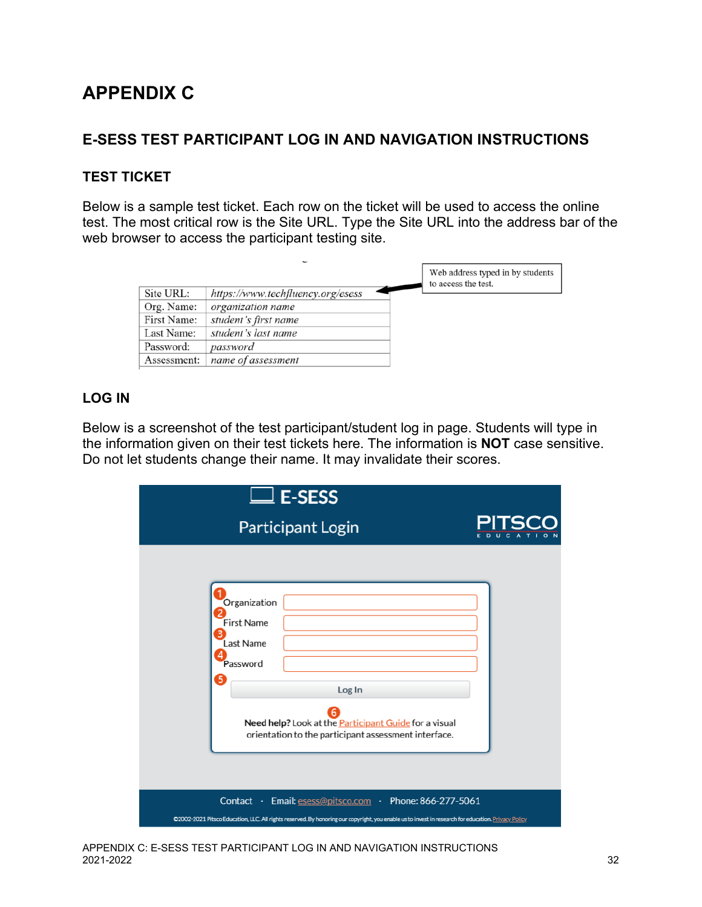# APPENDIX C

## E-SESS TEST PARTICIPANT LOG IN AND NAVIGATION INSTRUCTIONS

### TEST TICKET

Below is a sample test ticket. Each row on the ticket will be used to access the online test. The most critical row is the Site URL. Type the Site URL into the address bar of the web browser to access the participant testing site.

| Site URL: | *https://www.techfluency.org/esess* |
|---|---|
| Org. Name: | *organization name* |
| First Name: | *student's first name* |
| Last Name: | *student's last name* |
| Password: | *password* |
| Assessment: | *name of assessment* |

Web address typed in by students to access the test.

### LOG IN

Below is a screenshot of the test participant/student log in page. Students will type in the information given on their test tickets here. The information is **NOT** case sensitive. Do not let students change their name. It may invalidate their scores.

E-SESS

Participant Login

PITSCO EDUCATION

1 Organization

2 First Name

3 Last Name

4 Password

5 Log In

6 **Need help?** Look at the Participant Guide for a visual orientation to the participant assessment interface.

Contact · Email: esess@pitsco.com · Phone: 866-277-5061

©2002-2021 Pitsco Education, LLC. All rights reserved. By honoring our copyright, you enable us to invest in research for education. Privacy Policy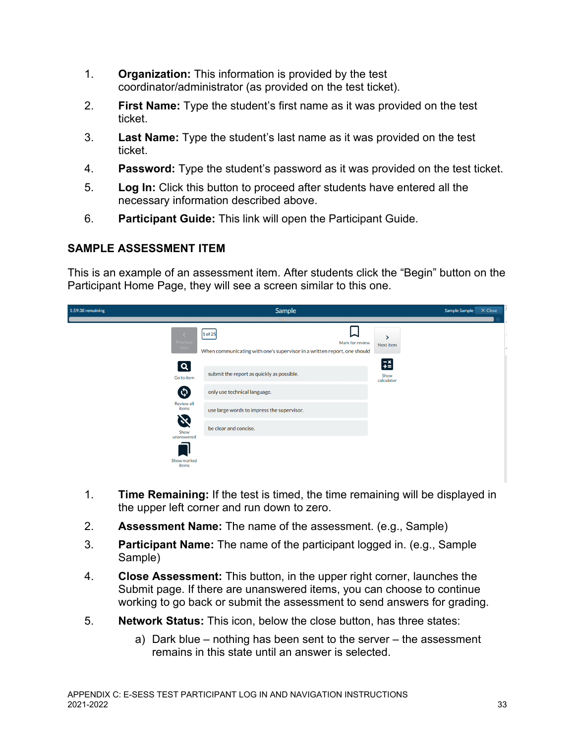1. **Organization:** This information is provided by the test coordinator/administrator (as provided on the test ticket).
2. **First Name:** Type the student's first name as it was provided on the test ticket.
3. **Last Name:** Type the student's last name as it was provided on the test ticket.
4. **Password:** Type the student's password as it was provided on the test ticket.
5. **Log In:** Click this button to proceed after students have entered all the necessary information described above.
6. **Participant Guide:** This link will open the Participant Guide.

## SAMPLE ASSESSMENT ITEM

This is an example of an assessment item. After students click the "Begin" button on the Participant Home Page, they will see a screen similar to this one.

1. **Time Remaining:** If the test is timed, the time remaining will be displayed in the upper left corner and run down to zero.
2. **Assessment Name:** The name of the assessment. (e.g., Sample)
3. **Participant Name:** The name of the participant logged in. (e.g., Sample Sample)
4. **Close Assessment:** This button, in the upper right corner, launches the Submit page. If there are unanswered items, you can choose to continue working to go back or submit the assessment to send answers for grading.
5. **Network Status:** This icon, below the close button, has three states:
   a) Dark blue – nothing has been sent to the server – the assessment remains in this state until an answer is selected.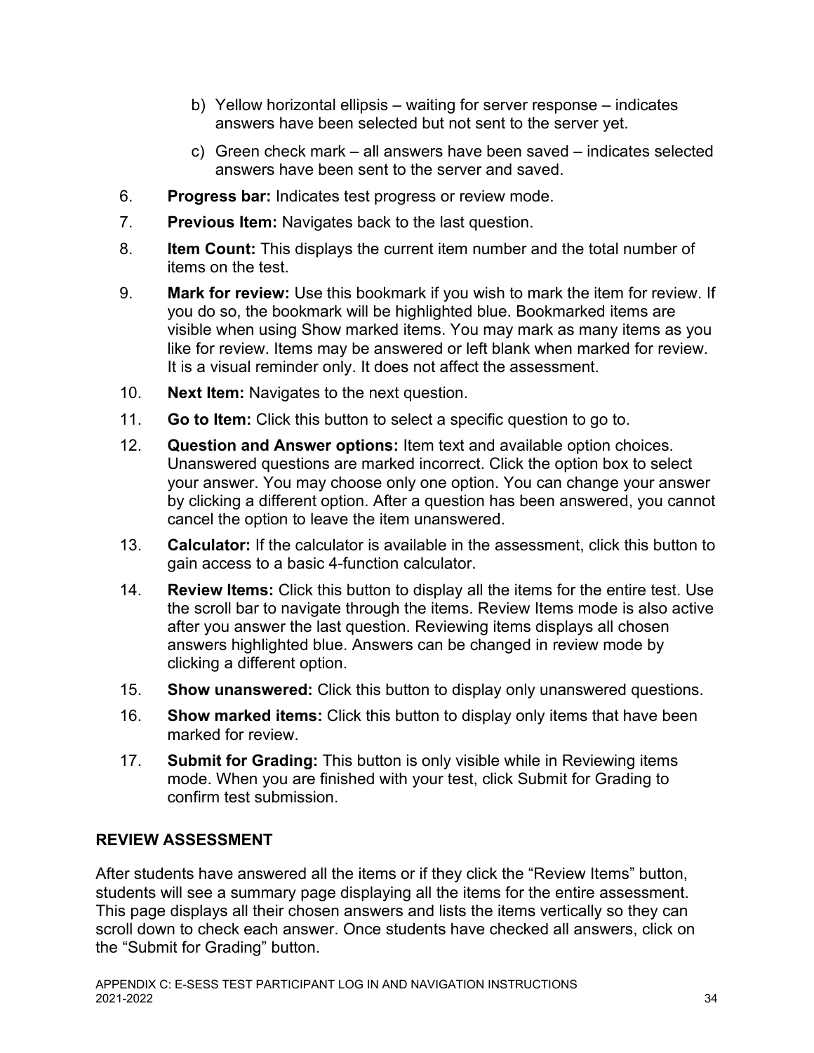b) Yellow horizontal ellipsis – waiting for server response – indicates answers have been selected but not sent to the server yet.

c) Green check mark – all answers have been saved – indicates selected answers have been sent to the server and saved.

6. **Progress bar:** Indicates test progress or review mode.
7. **Previous Item:** Navigates back to the last question.
8. **Item Count:** This displays the current item number and the total number of items on the test.
9. **Mark for review:** Use this bookmark if you wish to mark the item for review. If you do so, the bookmark will be highlighted blue. Bookmarked items are visible when using Show marked items. You may mark as many items as you like for review. Items may be answered or left blank when marked for review. It is a visual reminder only. It does not affect the assessment.
10. **Next Item:** Navigates to the next question.
11. **Go to Item:** Click this button to select a specific question to go to.
12. **Question and Answer options:** Item text and available option choices. Unanswered questions are marked incorrect. Click the option box to select your answer. You may choose only one option. You can change your answer by clicking a different option. After a question has been answered, you cannot cancel the option to leave the item unanswered.
13. **Calculator:** If the calculator is available in the assessment, click this button to gain access to a basic 4-function calculator.
14. **Review Items:** Click this button to display all the items for the entire test. Use the scroll bar to navigate through the items. Review Items mode is also active after you answer the last question. Reviewing items displays all chosen answers highlighted blue. Answers can be changed in review mode by clicking a different option.
15. **Show unanswered:** Click this button to display only unanswered questions.
16. **Show marked items:** Click this button to display only items that have been marked for review.
17. **Submit for Grading:** This button is only visible while in Reviewing items mode. When you are finished with your test, click Submit for Grading to confirm test submission.

## REVIEW ASSESSMENT

After students have answered all the items or if they click the "Review Items" button, students will see a summary page displaying all the items for the entire assessment. This page displays all their chosen answers and lists the items vertically so they can scroll down to check each answer. Once students have checked all answers, click on the "Submit for Grading" button.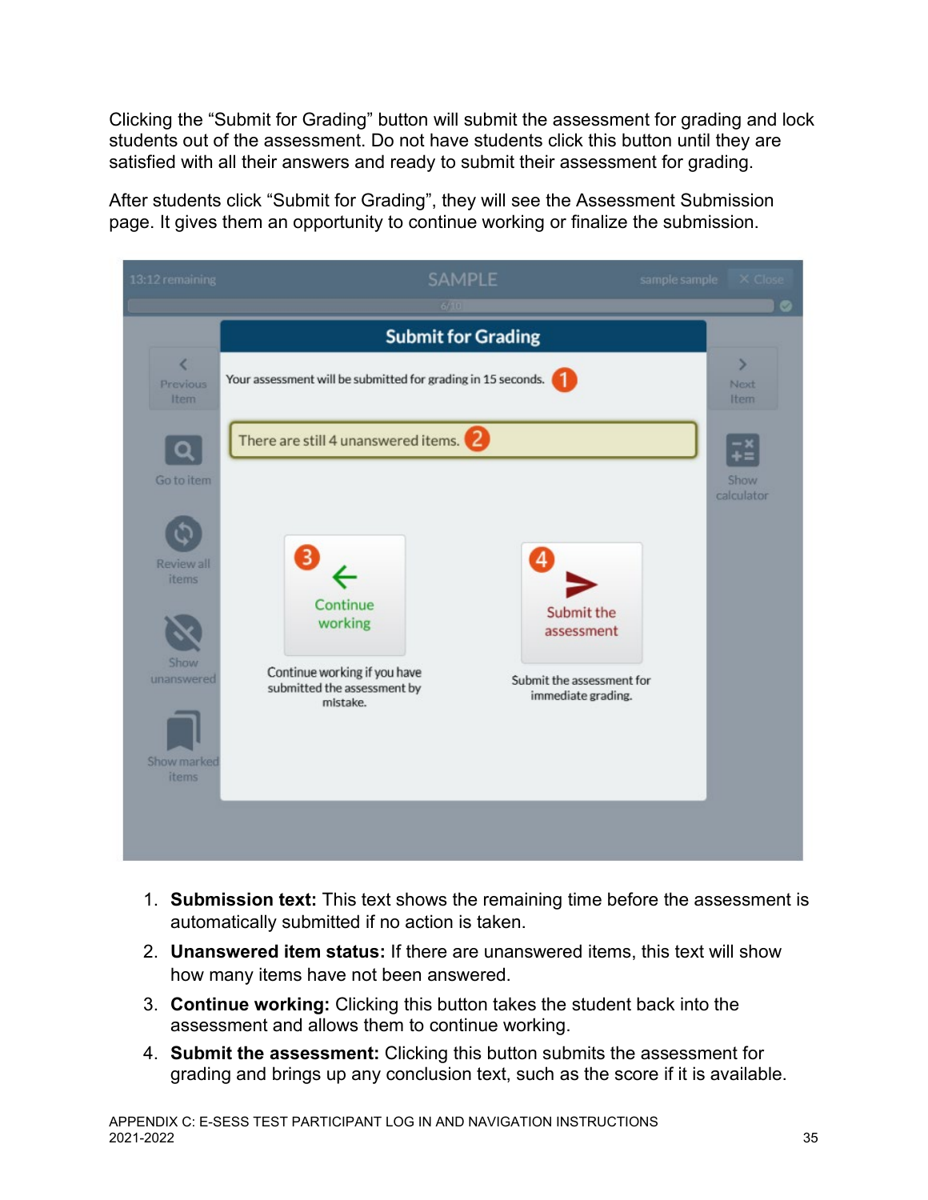Clicking the “Submit for Grading” button will submit the assessment for grading and lock students out of the assessment. Do not have students click this button until they are satisfied with all their answers and ready to submit their assessment for grading.

After students click “Submit for Grading”, they will see the Assessment Submission page. It gives them an opportunity to continue working or finalize the submission.

1. **Submission text:** This text shows the remaining time before the assessment is automatically submitted if no action is taken.
2. **Unanswered item status:** If there are unanswered items, this text will show how many items have not been answered.
3. **Continue working:** Clicking this button takes the student back into the assessment and allows them to continue working.
4. **Submit the assessment:** Clicking this button submits the assessment for grading and brings up any conclusion text, such as the score if it is available.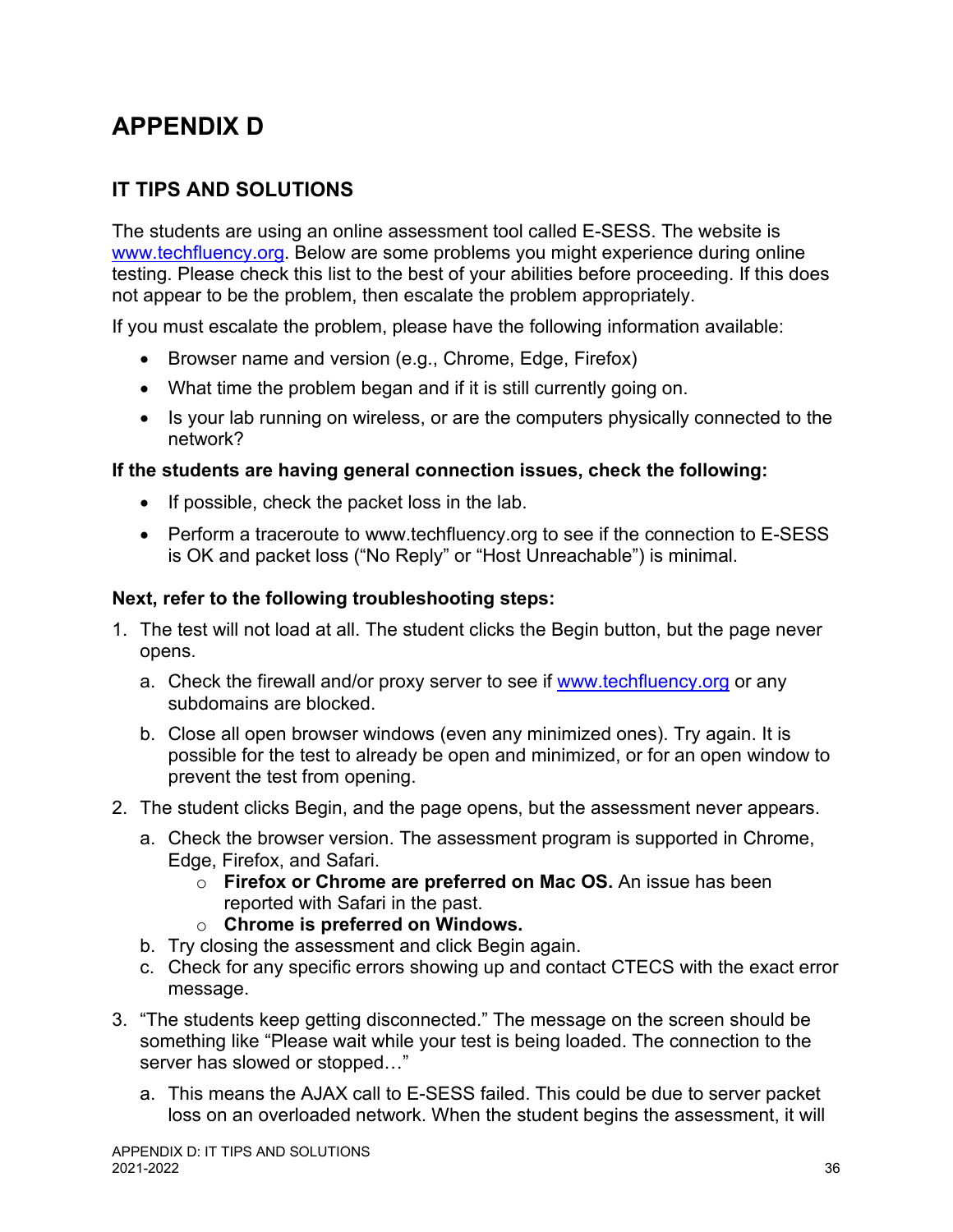# APPENDIX D

## IT TIPS AND SOLUTIONS

The students are using an online assessment tool called E-SESS. The website is www.techfluency.org. Below are some problems you might experience during online testing. Please check this list to the best of your abilities before proceeding. If this does not appear to be the problem, then escalate the problem appropriately.

If you must escalate the problem, please have the following information available:

- Browser name and version (e.g., Chrome, Edge, Firefox)
- What time the problem began and if it is still currently going on.
- Is your lab running on wireless, or are the computers physically connected to the network?

**If the students are having general connection issues, check the following:**

- If possible, check the packet loss in the lab.
- Perform a traceroute to www.techfluency.org to see if the connection to E-SESS is OK and packet loss ("No Reply" or "Host Unreachable") is minimal.

**Next, refer to the following troubleshooting steps:**

1. The test will not load at all. The student clicks the Begin button, but the page never opens.
   a. Check the firewall and/or proxy server to see if www.techfluency.org or any subdomains are blocked.
   b. Close all open browser windows (even any minimized ones). Try again. It is possible for the test to already be open and minimized, or for an open window to prevent the test from opening.
2. The student clicks Begin, and the page opens, but the assessment never appears.
   a. Check the browser version. The assessment program is supported in Chrome, Edge, Firefox, and Safari.
      - **Firefox or Chrome are preferred on Mac OS.** An issue has been reported with Safari in the past.
      - **Chrome is preferred on Windows.**
   b. Try closing the assessment and click Begin again.
   c. Check for any specific errors showing up and contact CTECS with the exact error message.
3. "The students keep getting disconnected." The message on the screen should be something like "Please wait while your test is being loaded. The connection to the server has slowed or stopped…"
   a. This means the AJAX call to E-SESS failed. This could be due to server packet loss on an overloaded network. When the student begins the assessment, it will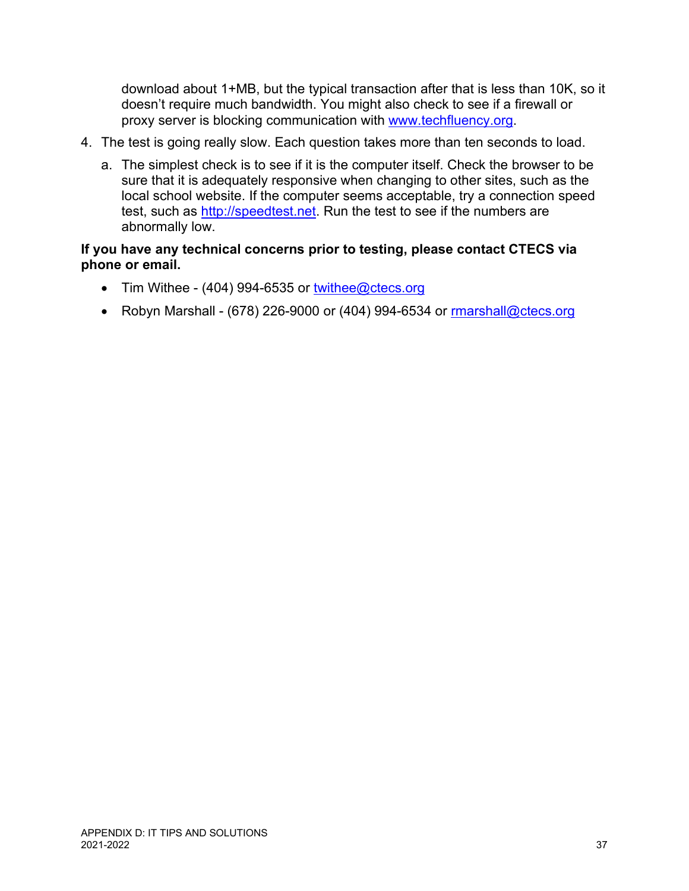download about 1+MB, but the typical transaction after that is less than 10K, so it doesn't require much bandwidth. You might also check to see if a firewall or proxy server is blocking communication with www.techfluency.org.

4. The test is going really slow. Each question takes more than ten seconds to load.
   a. The simplest check is to see if it is the computer itself. Check the browser to be sure that it is adequately responsive when changing to other sites, such as the local school website. If the computer seems acceptable, try a connection speed test, such as http://speedtest.net. Run the test to see if the numbers are abnormally low.

**If you have any technical concerns prior to testing, please contact CTECS via phone or email.**

- Tim Withee - (404) 994-6535 or twithee@ctecs.org
- Robyn Marshall - (678) 226-9000 or (404) 994-6534 or rmarshall@ctecs.org